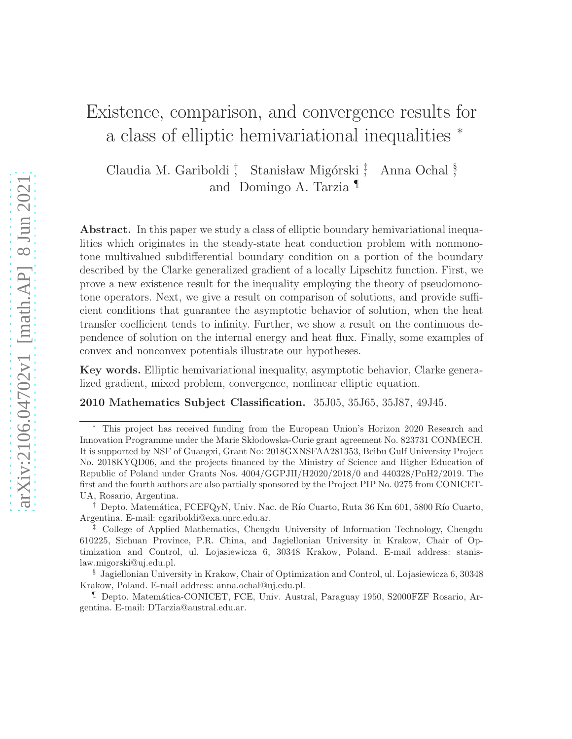# Existence, comparison, and convergence results for a class of elliptic hemivariational inequalities [*]

Claudia M. Gariboldi [†] Stanisław Migórski [‡] Anna Ochal [§] and Domingo A. Tarzia [¶]

**Abstract.** In this paper we study a class of elliptic boundary hemivariational inequalities which originates in the steady-state heat conduction problem with nonmonotone multivalued subdifferential boundary condition on a portion of the boundary described by the Clarke generalized gradient of a locally Lipschitz function. First, we prove a new existence result for the inequality employing the theory of pseudomonotone operators. Next, we give a result on comparison of solutions, and provide sufficient conditions that guarantee the asymptotic behavior of solution, when the heat transfer coefficient tends to infinity. Further, we show a result on the continuous dependence of solution on the internal energy and heat flux. Finally, some examples of convex and nonconvex potentials illustrate our hypotheses.

**Key words.** Elliptic hemivariational inequality, asymptotic behavior, Clarke generalized gradient, mixed problem, convergence, nonlinear elliptic equation.

**2010 Mathematics Subject Classification.** 35J05, 35J65, 35J87, 49J45.

---

[*] This project has received funding from the European Union's Horizon 2020 Research and Innovation Programme under the Marie Skłodowska-Curie grant agreement No. 823731 CONMECH. It is supported by NSF of Guangxi, Grant No: 2018GXNSFAA281353, Beibu Gulf University Project No. 2018KYQD06, and the projects financed by the Ministry of Science and Higher Education of Republic of Poland under Grants Nos. 4004/GGPJII/H2020/2018/0 and 440328/PnH2/2019. The first and the fourth authors are also partially sponsored by the Project PIP No. 0275 from CONICET-UA, Rosario, Argentina.

[†] Depto. Matemática, FCEFQyN, Univ. Nac. de Río Cuarto, Ruta 36 Km 601, 5800 Río Cuarto, Argentina. E-mail: cgariboldi@exa.unrc.edu.ar.

[‡] College of Applied Mathematics, Chengdu University of Information Technology, Chengdu 610225, Sichuan Province, P.R. China, and Jagiellonian University in Krakow, Chair of Optimization and Control, ul. Lojasiewicza 6, 30348 Krakow, Poland. E-mail address: stanislaw.migorski@uj.edu.pl.

[§] Jagiellonian University in Krakow, Chair of Optimization and Control, ul. Lojasiewicza 6, 30348 Krakow, Poland. E-mail address: anna.ochal@uj.edu.pl.

[¶] Depto. Matemática-CONICET, FCE, Univ. Austral, Paraguay 1950, S2000FZF Rosario, Argentina. E-mail: DTarzia@austral.edu.ar.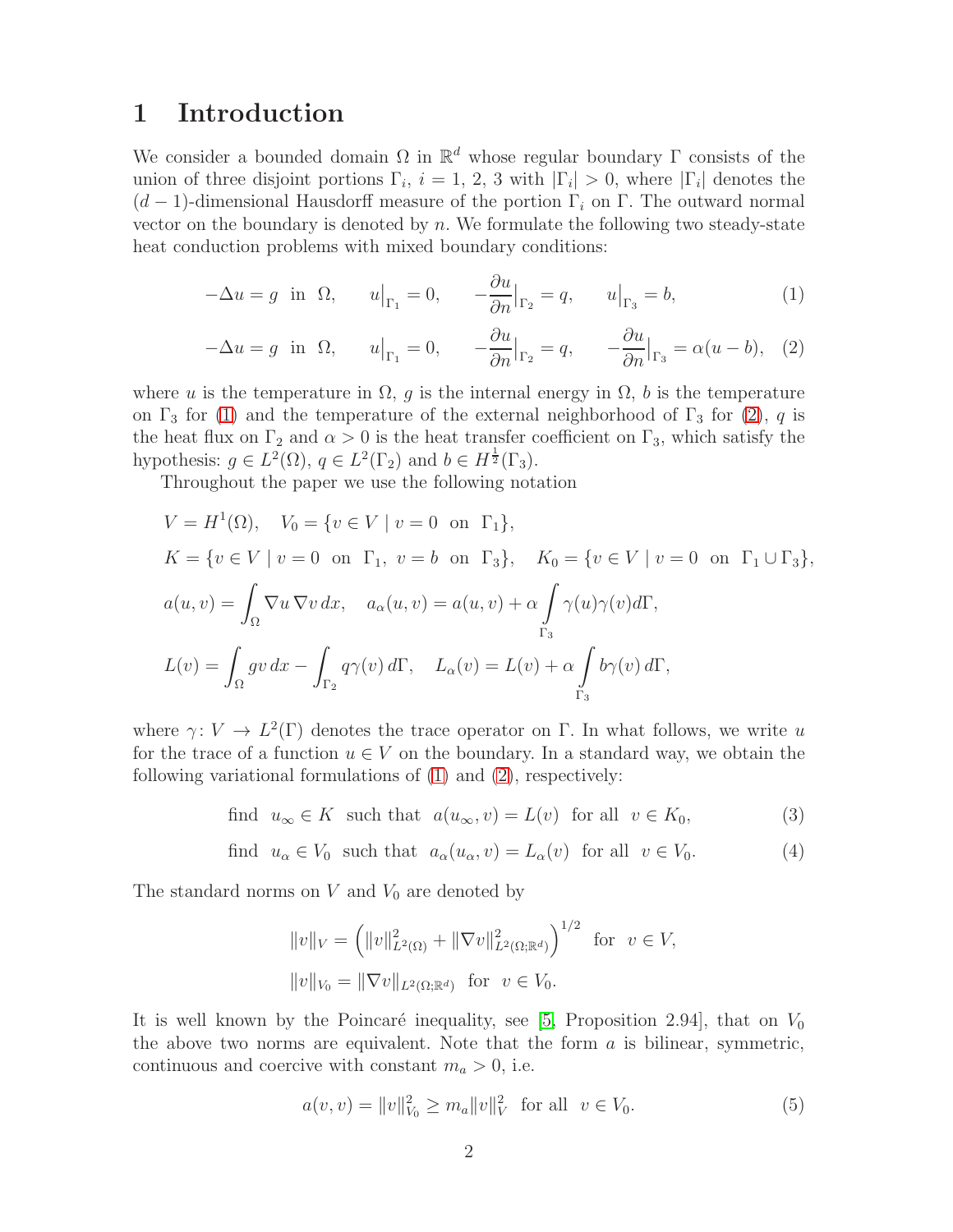# 1 Introduction

We consider a bounded domain $\Omega$ in $\mathbb{R}^d$ whose regular boundary $\Gamma$ consists of the union of three disjoint portions $\Gamma_i$, $i = 1, 2, 3$ with $|\Gamma_i| > 0$, where $|\Gamma_i|$ denotes the $(d-1)$-dimensional Hausdorff measure of the portion $\Gamma_i$ on $\Gamma$. The outward normal vector on the boundary is denoted by $n$. We formulate the following two steady-state heat conduction problems with mixed boundary conditions:

$$-\Delta u = g \ \text{ in } \ \Omega, \qquad u\big|_{\Gamma_1} = 0, \qquad -\frac{\partial u}{\partial n}\Big|_{\Gamma_2} = q, \qquad u\big|_{\Gamma_3} = b, \tag{1}$$

$$-\Delta u = g \ \text{ in } \ \Omega, \qquad u\big|_{\Gamma_1} = 0, \qquad -\frac{\partial u}{\partial n}\Big|_{\Gamma_2} = q, \qquad -\frac{\partial u}{\partial n}\Big|_{\Gamma_3} = \alpha(u-b), \tag{2}$$

where $u$ is the temperature in $\Omega$, $g$ is the internal energy in $\Omega$, $b$ is the temperature on $\Gamma_3$ for (1) and the temperature of the external neighborhood of $\Gamma_3$ for (2), $q$ is the heat flux on $\Gamma_2$ and $\alpha > 0$ is the heat transfer coefficient on $\Gamma_3$, which satisfy the hypothesis: $g \in L^2(\Omega)$, $q \in L^2(\Gamma_2)$ and $b \in H^{\frac{1}{2}}(\Gamma_3)$.

Throughout the paper we use the following notation

$$\begin{aligned}
&V = H^1(\Omega), \quad V_0 = \{v \in V \mid v = 0 \ \text{ on } \ \Gamma_1\}, \\
&K = \{v \in V \mid v = 0 \ \text{ on } \ \Gamma_1, \ v = b \ \text{ on } \ \Gamma_3\}, \quad K_0 = \{v \in V \mid v = 0 \ \text{ on } \ \Gamma_1 \cup \Gamma_3\}, \\
&a(u,v) = \int_\Omega \nabla u \, \nabla v \, dx, \quad a_\alpha(u,v) = a(u,v) + \alpha \int_{\Gamma_3} \gamma(u)\gamma(v) d\Gamma, \\
&L(v) = \int_\Omega g v \, dx - \int_{\Gamma_2} q \gamma(v) \, d\Gamma, \quad L_\alpha(v) = L(v) + \alpha \int_{\Gamma_3} b \gamma(v) \, d\Gamma,
\end{aligned}$$

where $\gamma \colon V \to L^2(\Gamma)$ denotes the trace operator on $\Gamma$. In what follows, we write $u$ for the trace of a function $u \in V$ on the boundary. In a standard way, we obtain the following variational formulations of (1) and (2), respectively:

$$\text{find } \ u_\infty \in K \ \text{ such that } \ a(u_\infty, v) = L(v) \ \text{ for all } \ v \in K_0, \tag{3}$$

$$\text{find } \ u_\alpha \in V_0 \ \text{ such that } \ a_\alpha(u_\alpha, v) = L_\alpha(v) \ \text{ for all } \ v \in V_0. \tag{4}$$

The standard norms on $V$ and $V_0$ are denoted by

$$\begin{aligned}
&\|v\|_V = \left( \|v\|^2_{L^2(\Omega)} + \|\nabla v\|^2_{L^2(\Omega;\mathbb{R}^d)} \right)^{1/2} \ \text{ for } \ v \in V, \\
&\|v\|_{V_0} = \|\nabla v\|_{L^2(\Omega;\mathbb{R}^d)} \ \text{ for } \ v \in V_0.
\end{aligned}$$

It is well known by the Poincaré inequality, see [5, Proposition 2.94], that on $V_0$ the above two norms are equivalent. Note that the form $a$ is bilinear, symmetric, continuous and coercive with constant $m_a > 0$, i.e.

$$a(v,v) = \|v\|^2_{V_0} \geq m_a \|v\|^2_V \ \text{ for all } \ v \in V_0. \tag{5}$$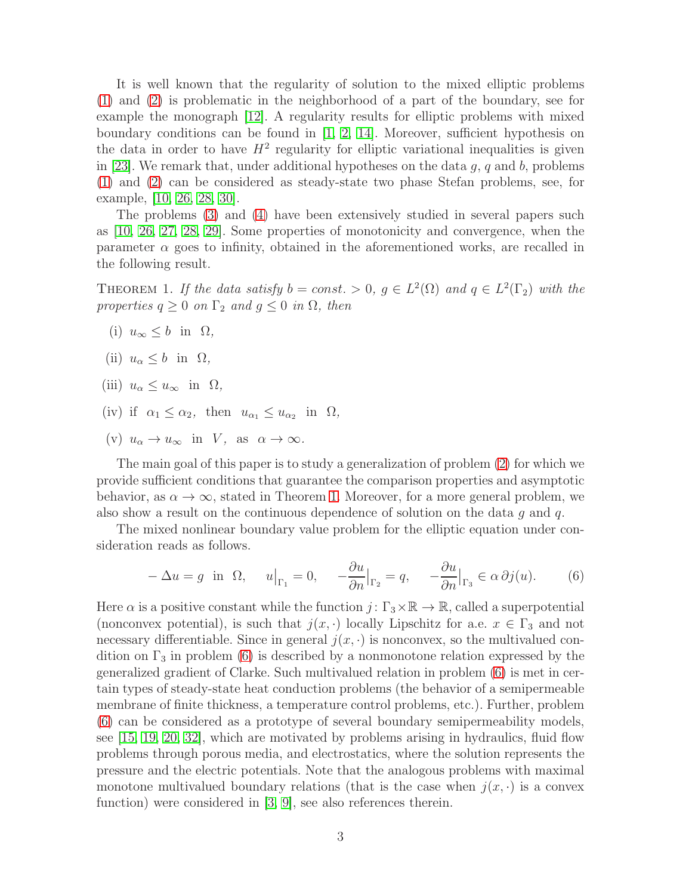It is well known that the regularity of solution to the mixed elliptic problems (1) and (2) is problematic in the neighborhood of a part of the boundary, see for example the monograph [12]. A regularity results for elliptic problems with mixed boundary conditions can be found in [1, 2, 14]. Moreover, sufficient hypothesis on the data in order to have $H^2$ regularity for elliptic variational inequalities is given in [23]. We remark that, under additional hypotheses on the data $g$, $q$ and $b$, problems (1) and (2) can be considered as steady-state two phase Stefan problems, see, for example, [10, 26, 28, 30].

The problems (3) and (4) have been extensively studied in several papers such as [10, 26, 27, 28, 29]. Some properties of monotonicity and convergence, when the parameter $\alpha$ goes to infinity, obtained in the aforementioned works, are recalled in the following result.

Theorem 1. *If the data satisfy $b = const. > 0$, $g \in L^2(\Omega)$ and $q \in L^2(\Gamma_2)$ with the properties $q \geq 0$ on $\Gamma_2$ and $g \leq 0$ in $\Omega$, then*

(i) $u_\infty \leq b$ in $\Omega$,

(ii) $u_\alpha \leq b$ in $\Omega$,

(iii) $u_\alpha \leq u_\infty$ in $\Omega$,

(iv) if $\alpha_1 \leq \alpha_2$, then $u_{\alpha_1} \leq u_{\alpha_2}$ in $\Omega$,

(v) $u_\alpha \to u_\infty$ in $V$, as $\alpha \to \infty$.

The main goal of this paper is to study a generalization of problem (2) for which we provide sufficient conditions that guarantee the comparison properties and asymptotic behavior, as $\alpha \to \infty$, stated in Theorem 1. Moreover, for a more general problem, we also show a result on the continuous dependence of solution on the data $g$ and $q$.

The mixed nonlinear boundary value problem for the elliptic equation under consideration reads as follows.

$$-\Delta u = g \ \text{ in } \ \Omega, \quad u\big|_{\Gamma_1} = 0, \quad -\frac{\partial u}{\partial n}\Big|_{\Gamma_2} = q, \quad -\frac{\partial u}{\partial n}\Big|_{\Gamma_3} \in \alpha\, \partial j(u). \tag{6}$$

Here $\alpha$ is a positive constant while the function $j\colon \Gamma_3 \times \mathbb{R} \to \mathbb{R}$, called a superpotential (nonconvex potential), is such that $j(x, \cdot)$ locally Lipschitz for a.e. $x \in \Gamma_3$ and not necessary differentiable. Since in general $j(x, \cdot)$ is nonconvex, so the multivalued condition on $\Gamma_3$ in problem (6) is described by a nonmonotone relation expressed by the generalized gradient of Clarke. Such multivalued relation in problem (6) is met in certain types of steady-state heat conduction problems (the behavior of a semipermeable membrane of finite thickness, a temperature control problems, etc.). Further, problem (6) can be considered as a prototype of several boundary semipermeability models, see [15, 19, 20, 32], which are motivated by problems arising in hydraulics, fluid flow problems through porous media, and electrostatics, where the solution represents the pressure and the electric potentials. Note that the analogous problems with maximal monotone multivalued boundary relations (that is the case when $j(x, \cdot)$ is a convex function) were considered in [3, 9], see also references therein.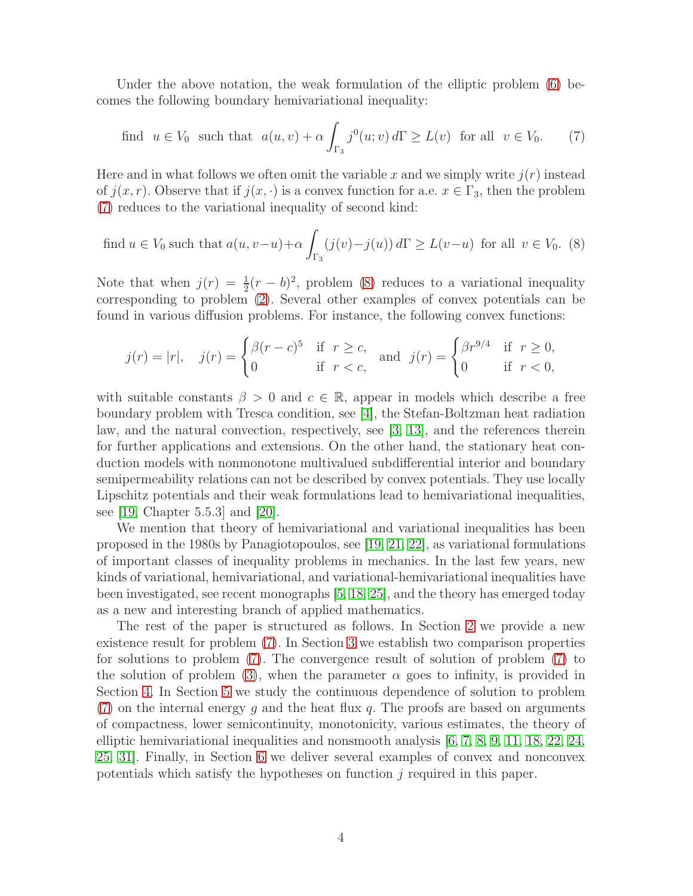Under the above notation, the weak formulation of the elliptic problem (6) becomes the following boundary hemivariational inequality:

$$\text{find} \;\; u \in V_0 \;\; \text{such that} \;\; a(u,v) + \alpha \int_{\Gamma_3} j^0(u;v)\, d\Gamma \geq L(v) \;\; \text{for all} \;\; v \in V_0. \tag{7}$$

Here and in what follows we often omit the variable $x$ and we simply write $j(r)$ instead of $j(x,r)$. Observe that if $j(x,\cdot)$ is a convex function for a.e. $x \in \Gamma_3$, then the problem (7) reduces to the variational inequality of second kind:

$$\text{find } u \in V_0 \text{ such that } a(u,v-u) + \alpha \int_{\Gamma_3} (j(v) - j(u))\, d\Gamma \geq L(v-u) \;\; \text{for all} \;\; v \in V_0. \tag{8}$$

Note that when $j(r) = \frac{1}{2}(r-b)^2$, problem (8) reduces to a variational inequality corresponding to problem (2). Several other examples of convex potentials can be found in various diffusion problems. For instance, the following convex functions:

$$j(r) = |r|, \quad j(r) = \begin{cases} \beta(r-c)^5 & \text{if} \;\; r \geq c, \\ 0 & \text{if} \;\; r < c, \end{cases} \;\; \text{and} \;\; j(r) = \begin{cases} \beta r^{9/4} & \text{if} \;\; r \geq 0, \\ 0 & \text{if} \;\; r < 0, \end{cases}$$

with suitable constants $\beta > 0$ and $c \in \mathbb{R}$, appear in models which describe a free boundary problem with Tresca condition, see [4], the Stefan-Boltzman heat radiation law, and the natural convection, respectively, see [3, 13], and the references therein for further applications and extensions. On the other hand, the stationary heat conduction models with nonmonotone multivalued subdifferential interior and boundary semipermeability relations can not be described by convex potentials. They use locally Lipschitz potentials and their weak formulations lead to hemivariational inequalities, see [19, Chapter 5.5.3] and [20].

We mention that theory of hemivariational and variational inequalities has been proposed in the 1980s by Panagiotopoulos, see [19, 21, 22], as variational formulations of important classes of inequality problems in mechanics. In the last few years, new kinds of variational, hemivariational, and variational-hemivariational inequalities have been investigated, see recent monographs [5, 18, 25], and the theory has emerged today as a new and interesting branch of applied mathematics.

The rest of the paper is structured as follows. In Section 2 we provide a new existence result for problem (7). In Section 3 we establish two comparison properties for solutions to problem (7). The convergence result of solution of problem (7) to the solution of problem (3), when the parameter $\alpha$ goes to infinity, is provided in Section 4. In Section 5 we study the continuous dependence of solution to problem (7) on the internal energy $g$ and the heat flux $q$. The proofs are based on arguments of compactness, lower semicontinuity, monotonicity, various estimates, the theory of elliptic hemivariational inequalities and nonsmooth analysis [6, 7, 8, 9, 11, 18, 22, 24, 25, 31]. Finally, in Section 6 we deliver several examples of convex and nonconvex potentials which satisfy the hypotheses on function $j$ required in this paper.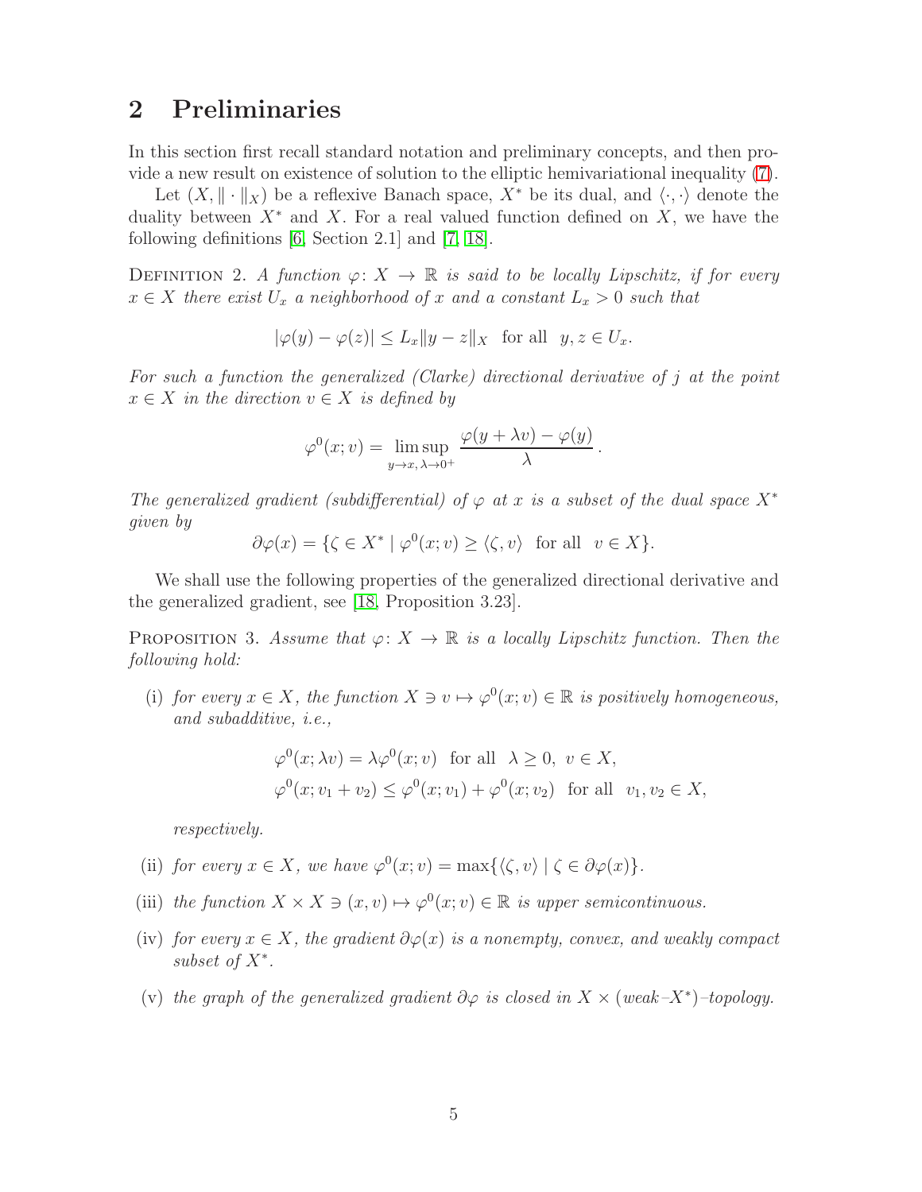## 2 Preliminaries

In this section first recall standard notation and preliminary concepts, and then provide a new result on existence of solution to the elliptic hemivariational inequality (7).

Let $(X, \|\cdot\|_X)$ be a reflexive Banach space, $X^*$ be its dual, and $\langle \cdot, \cdot \rangle$ denote the duality between $X^*$ and $X$. For a real valued function defined on $X$, we have the following definitions [6, Section 2.1] and [7, 18].

DEFINITION 2. *A function $\varphi \colon X \to \mathbb{R}$ is said to be locally Lipschitz, if for every $x \in X$ there exist $U_x$ a neighborhood of $x$ and a constant $L_x > 0$ such that*

$$|\varphi(y) - \varphi(z)| \leq L_x \|y - z\|_X \quad \text{for all} \quad y, z \in U_x.$$

*For such a function the generalized (Clarke) directional derivative of $j$ at the point $x \in X$ in the direction $v \in X$ is defined by*

$$\varphi^0(x; v) = \limsup_{y \to x,\, \lambda \to 0^+} \frac{\varphi(y + \lambda v) - \varphi(y)}{\lambda}.$$

*The generalized gradient (subdifferential) of $\varphi$ at $x$ is a subset of the dual space $X^*$ given by*

$$\partial \varphi(x) = \{\zeta \in X^* \mid \varphi^0(x; v) \geq \langle \zeta, v \rangle \quad \text{for all} \quad v \in X\}.$$

We shall use the following properties of the generalized directional derivative and the generalized gradient, see [18, Proposition 3.23].

PROPOSITION 3. *Assume that $\varphi \colon X \to \mathbb{R}$ is a locally Lipschitz function. Then the following hold:*

(i) *for every $x \in X$, the function $X \ni v \mapsto \varphi^0(x; v) \in \mathbb{R}$ is positively homogeneous, and subadditive, i.e.,*

$$\varphi^0(x; \lambda v) = \lambda \varphi^0(x; v) \quad \text{for all} \quad \lambda \geq 0,\ v \in X,$$
$$\varphi^0(x; v_1 + v_2) \leq \varphi^0(x; v_1) + \varphi^0(x; v_2) \quad \text{for all} \quad v_1, v_2 \in X,$$

*respectively.*

(ii) *for every $x \in X$, we have $\varphi^0(x; v) = \max\{\langle \zeta, v \rangle \mid \zeta \in \partial \varphi(x)\}$.*

(iii) *the function $X \times X \ni (x, v) \mapsto \varphi^0(x; v) \in \mathbb{R}$ is upper semicontinuous.*

(iv) *for every $x \in X$, the gradient $\partial \varphi(x)$ is a nonempty, convex, and weakly compact subset of $X^*$.*

(v) *the graph of the generalized gradient $\partial \varphi$ is closed in $X \times$ (weak–$X^*$)–topology.*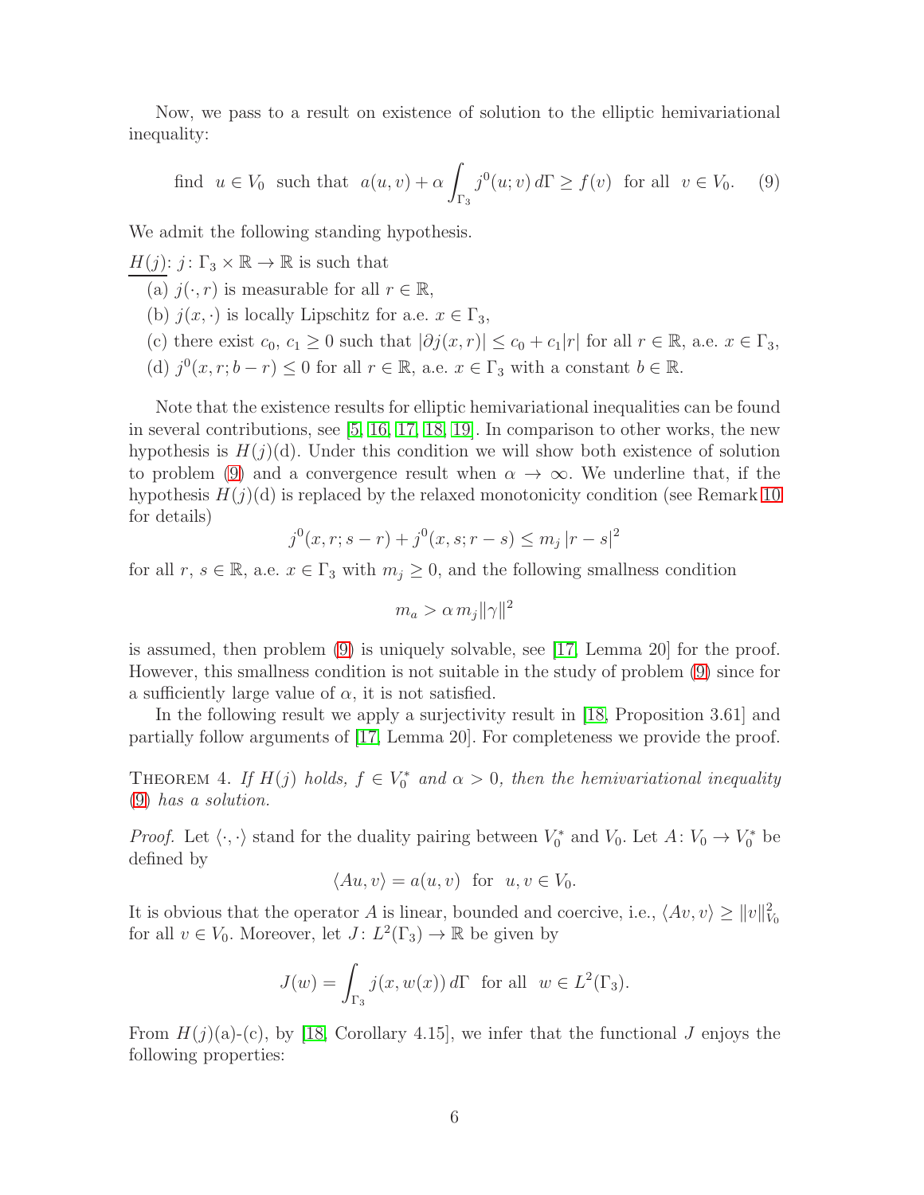Now, we pass to a result on existence of solution to the elliptic hemivariational inequality:

$$\text{find } \ u \in V_0 \ \text{ such that } \ a(u,v) + \alpha \int_{\Gamma_3} j^0(u;v)\, d\Gamma \geq f(v) \ \text{ for all } \ v \in V_0. \tag{9}$$

We admit the following standing hypothesis.

$\underline{H(j)}$: $j\colon \Gamma_3 \times \mathbb{R} \to \mathbb{R}$ is such that

(a) $j(\cdot, r)$ is measurable for all $r \in \mathbb{R}$,

(b) $j(x, \cdot)$ is locally Lipschitz for a.e. $x \in \Gamma_3$,

(c) there exist $c_0$, $c_1 \geq 0$ such that $|\partial j(x,r)| \leq c_0 + c_1 |r|$ for all $r \in \mathbb{R}$, a.e. $x \in \Gamma_3$,

(d) $j^0(x, r; b - r) \leq 0$ for all $r \in \mathbb{R}$, a.e. $x \in \Gamma_3$ with a constant $b \in \mathbb{R}$.

Note that the existence results for elliptic hemivariational inequalities can be found in several contributions, see [5, 16, 17, 18, 19]. In comparison to other works, the new hypothesis is $H(j)$(d). Under this condition we will show both existence of solution to problem (9) and a convergence result when $\alpha \to \infty$. We underline that, if the hypothesis $H(j)$(d) is replaced by the relaxed monotonicity condition (see Remark 10 for details)

$$j^0(x, r; s - r) + j^0(x, s; r - s) \leq m_j\, |r - s|^2$$

for all $r$, $s \in \mathbb{R}$, a.e. $x \in \Gamma_3$ with $m_j \geq 0$, and the following smallness condition

$$m_a > \alpha\, m_j \|\gamma\|^2$$

is assumed, then problem (9) is uniquely solvable, see [17, Lemma 20] for the proof. However, this smallness condition is not suitable in the study of problem (9) since for a sufficiently large value of $\alpha$, it is not satisfied.

In the following result we apply a surjectivity result in [18, Proposition 3.61] and partially follow arguments of [17, Lemma 20]. For completeness we provide the proof.

Theorem 4. *If $H(j)$ holds, $f \in V_0^*$ and $\alpha > 0$, then the hemivariational inequality (9) has a solution.*

*Proof.* Let $\langle \cdot, \cdot \rangle$ stand for the duality pairing between $V_0^*$ and $V_0$. Let $A\colon V_0 \to V_0^*$ be defined by

$$\langle Au, v \rangle = a(u, v) \ \text{ for } \ u, v \in V_0.$$

It is obvious that the operator $A$ is linear, bounded and coercive, i.e., $\langle Av, v \rangle \geq \|v\|^2_{V_0}$ for all $v \in V_0$. Moreover, let $J\colon L^2(\Gamma_3) \to \mathbb{R}$ be given by

$$J(w) = \int_{\Gamma_3} j(x, w(x))\, d\Gamma \ \text{ for all } \ w \in L^2(\Gamma_3).$$

From $H(j)$(a)-(c), by [18, Corollary 4.15], we infer that the functional $J$ enjoys the following properties: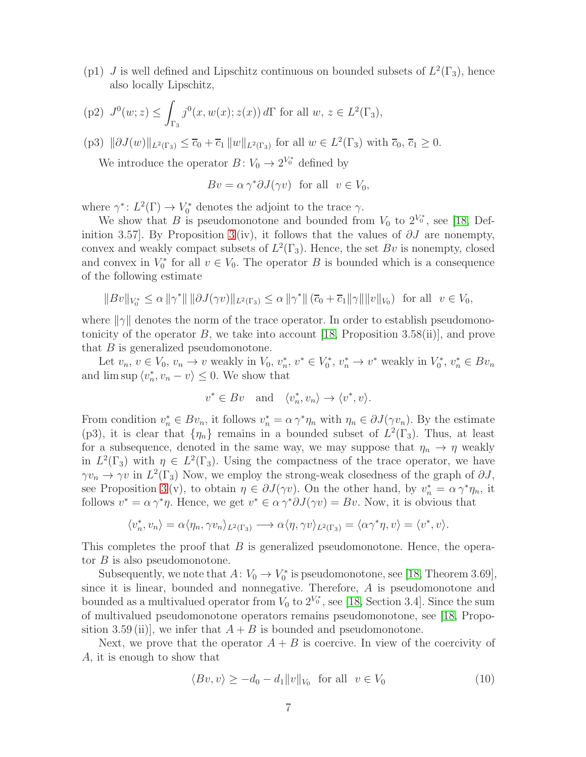(p1) $J$ is well defined and Lipschitz continuous on bounded subsets of $L^2(\Gamma_3)$, hence also locally Lipschitz,

(p2) $J^0(w; z) \le \displaystyle\int_{\Gamma_3} j^0(x, w(x); z(x))\, d\Gamma$ for all $w,\, z \in L^2(\Gamma_3)$,

(p3) $\|\partial J(w)\|_{L^2(\Gamma_3)} \le \overline{c}_0 + \overline{c}_1\, \|w\|_{L^2(\Gamma_3)}$ for all $w \in L^2(\Gamma_3)$ with $\overline{c}_0,\, \overline{c}_1 \ge 0$.

We introduce the operator $B \colon V_0 \to 2^{V_0^*}$ defined by

$$Bv = \alpha\, \gamma^* \partial J(\gamma v) \ \text{ for all } \ v \in V_0,$$

where $\gamma^* \colon L^2(\Gamma) \to V_0^*$ denotes the adjoint to the trace $\gamma$.

We show that $B$ is pseudomonotone and bounded from $V_0$ to $2^{V_0^*}$, see [18, Definition 3.57]. By Proposition 3(iv), it follows that the values of $\partial J$ are nonempty, convex and weakly compact subsets of $L^2(\Gamma_3)$. Hence, the set $Bv$ is nonempty, closed and convex in $V_0^*$ for all $v \in V_0$. The operator $B$ is bounded which is a consequence of the following estimate

$$\|Bv\|_{V_0^*} \le \alpha\, \|\gamma^*\|\, \|\partial J(\gamma v)\|_{L^2(\Gamma_3)} \le \alpha\, \|\gamma^*\|\, (\overline{c}_0 + \overline{c}_1 \|\gamma\| \|v\|_{V_0}) \ \text{ for all } \ v \in V_0,$$

where $\|\gamma\|$ denotes the norm of the trace operator. In order to establish pseudomonotonicity of the operator $B$, we take into account [18, Proposition 3.58(ii)], and prove that $B$ is generalized pseudomonotone.

Let $v_n,\, v \in V_0$, $v_n \to v$ weakly in $V_0$, $v_n^*,\, v^* \in V_0^*$, $v_n^* \to v^*$ weakly in $V_0^*$, $v_n^* \in Bv_n$ and $\limsup \langle v_n^*, v_n - v\rangle \le 0$. We show that

$$v^* \in Bv \quad \text{and} \quad \langle v_n^*, v_n\rangle \to \langle v^*, v\rangle.$$

From condition $v_n^* \in Bv_n$, it follows $v_n^* = \alpha\, \gamma^* \eta_n$ with $\eta_n \in \partial J(\gamma v_n)$. By the estimate (p3), it is clear that $\{\eta_n\}$ remains in a bounded subset of $L^2(\Gamma_3)$. Thus, at least for a subsequence, denoted in the same way, we may suppose that $\eta_n \to \eta$ weakly in $L^2(\Gamma_3)$ with $\eta \in L^2(\Gamma_3)$. Using the compactness of the trace operator, we have $\gamma v_n \to \gamma v$ in $L^2(\Gamma_3)$ Now, we employ the strong-weak closedness of the graph of $\partial J$, see Proposition 3(v), to obtain $\eta \in \partial J(\gamma v)$. On the other hand, by $v_n^* = \alpha\, \gamma^* \eta_n$, it follows $v^* = \alpha\, \gamma^* \eta$. Hence, we get $v^* \in \alpha\, \gamma^* \partial J(\gamma v) = Bv$. Now, it is obvious that

$$\langle v_n^*, v_n\rangle = \alpha \langle \eta_n, \gamma v_n\rangle_{L^2(\Gamma_3)} \longrightarrow \alpha \langle \eta, \gamma v\rangle_{L^2(\Gamma_3)} = \langle \alpha \gamma^* \eta, v\rangle = \langle v^*, v\rangle.$$

This completes the proof that $B$ is generalized pseudomonotone. Hence, the operator $B$ is also pseudomonotone.

Subsequently, we note that $A \colon V_0 \to V_0^*$ is pseudomonotone, see [18, Theorem 3.69], since it is linear, bounded and nonnegative. Therefore, $A$ is pseudomonotone and bounded as a multivalued operator from $V_0$ to $2^{V_0^*}$, see [18, Section 3.4]. Since the sum of multivalued pseudomonotone operators remains pseudomonotone, see [18, Proposition 3.59 (ii)], we infer that $A + B$ is bounded and pseudomonotone.

Next, we prove that the operator $A + B$ is coercive. In view of the coercivity of $A$, it is enough to show that

$$\langle Bv, v\rangle \ge -d_0 - d_1 \|v\|_{V_0} \ \text{ for all } \ v \in V_0 \tag{10}$$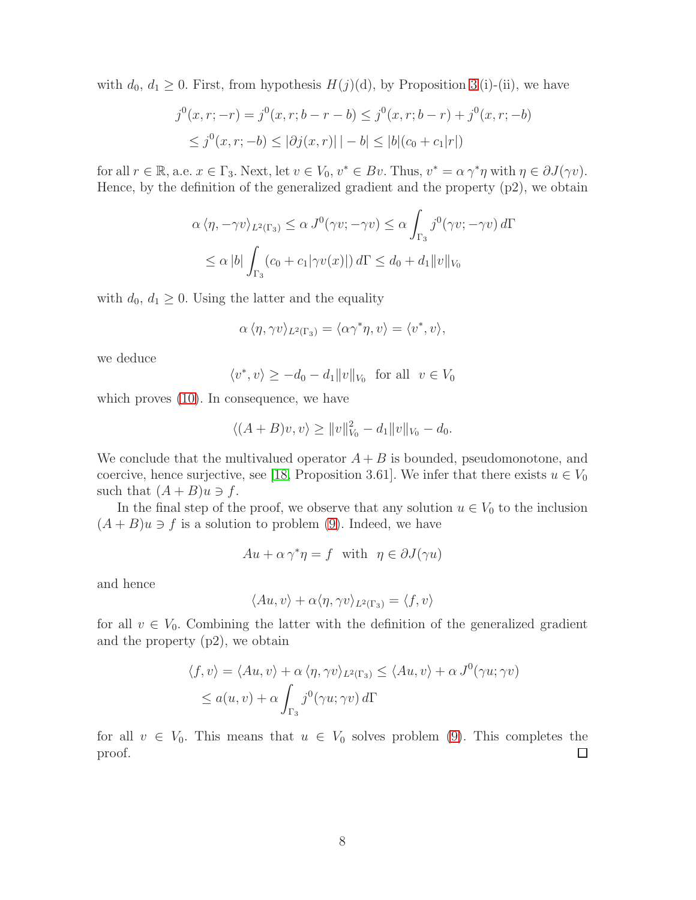with $d_0$, $d_1 \geq 0$. First, from hypothesis $H(j)$(d), by Proposition 3(i)-(ii), we have

$$
\begin{aligned}
j^0(x, r; -r) &= j^0(x, r; b - r - b) \leq j^0(x, r; b - r) + j^0(x, r; -b) \\
&\leq j^0(x, r; -b) \leq |\partial j(x, r)| \, | - b| \leq |b|(c_0 + c_1|r|)
\end{aligned}
$$

for all $r \in \mathbb{R}$, a.e. $x \in \Gamma_3$. Next, let $v \in V_0$, $v^* \in Bv$. Thus, $v^* = \alpha \, \gamma^* \eta$ with $\eta \in \partial J(\gamma v)$. Hence, by the definition of the generalized gradient and the property (p2), we obtain

$$
\begin{aligned}
\alpha \, \langle \eta, -\gamma v \rangle_{L^2(\Gamma_3)} &\leq \alpha \, J^0(\gamma v; -\gamma v) \leq \alpha \int_{\Gamma_3} j^0(\gamma v; -\gamma v) \, d\Gamma \\
&\leq \alpha \, |b| \int_{\Gamma_3} (c_0 + c_1 |\gamma v(x)|) \, d\Gamma \leq d_0 + d_1 \|v\|_{V_0}
\end{aligned}
$$

with $d_0$, $d_1 \geq 0$. Using the latter and the equality

$$
\alpha \, \langle \eta, \gamma v \rangle_{L^2(\Gamma_3)} = \langle \alpha \gamma^* \eta, v \rangle = \langle v^*, v \rangle,
$$

we deduce

$$
\langle v^*, v \rangle \geq -d_0 - d_1 \|v\|_{V_0} \quad \text{for all} \quad v \in V_0
$$

which proves (10). In consequence, we have

$$
\langle (A + B)v, v \rangle \geq \|v\|_{V_0}^2 - d_1 \|v\|_{V_0} - d_0.
$$

We conclude that the multivalued operator $A + B$ is bounded, pseudomonotone, and coercive, hence surjective, see [18, Proposition 3.61]. We infer that there exists $u \in V_0$ such that $(A + B)u \ni f$.

In the final step of the proof, we observe that any solution $u \in V_0$ to the inclusion $(A + B)u \ni f$ is a solution to problem (9). Indeed, we have

$$
Au + \alpha \, \gamma^* \eta = f \quad \text{with} \quad \eta \in \partial J(\gamma u)
$$

and hence

$$
\langle Au, v \rangle + \alpha \langle \eta, \gamma v \rangle_{L^2(\Gamma_3)} = \langle f, v \rangle
$$

for all $v \in V_0$. Combining the latter with the definition of the generalized gradient and the property (p2), we obtain

$$
\begin{aligned}
\langle f, v \rangle &= \langle Au, v \rangle + \alpha \, \langle \eta, \gamma v \rangle_{L^2(\Gamma_3)} \leq \langle Au, v \rangle + \alpha \, J^0(\gamma u; \gamma v) \\
&\leq a(u, v) + \alpha \int_{\Gamma_3} j^0(\gamma u; \gamma v) \, d\Gamma
\end{aligned}
$$

for all $v \in V_0$. This means that $u \in V_0$ solves problem (9). This completes the proof. $\square$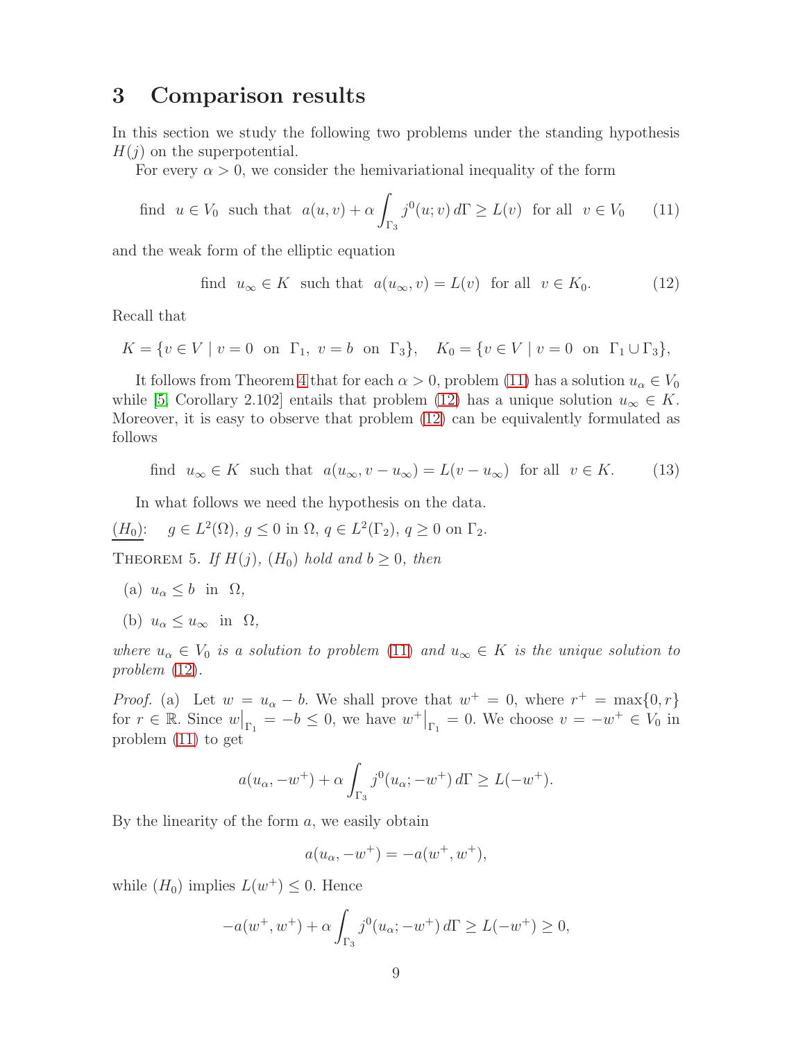# 3 Comparison results

In this section we study the following two problems under the standing hypothesis $H(j)$ on the superpotential.

For every $\alpha > 0$, we consider the hemivariational inequality of the form

$$\text{find } \ u \in V_0 \ \text{ such that } \ a(u,v) + \alpha \int_{\Gamma_3} j^0(u;v)\, d\Gamma \geq L(v) \ \text{ for all } \ v \in V_0 \tag{11}$$

and the weak form of the elliptic equation

$$\text{find } \ u_\infty \in K \ \text{ such that } \ a(u_\infty, v) = L(v) \ \text{ for all } \ v \in K_0. \tag{12}$$

Recall that

$$K = \{ v \in V \mid v = 0 \ \text{ on } \ \Gamma_1, \ v = b \ \text{ on } \ \Gamma_3 \}, \quad K_0 = \{ v \in V \mid v = 0 \ \text{ on } \ \Gamma_1 \cup \Gamma_3 \},$$

It follows from Theorem 4 that for each $\alpha > 0$, problem (11) has a solution $u_\alpha \in V_0$ while [5, Corollary 2.102] entails that problem (12) has a unique solution $u_\infty \in K$. Moreover, it is easy to observe that problem (12) can be equivalently formulated as follows

$$\text{find } \ u_\infty \in K \ \text{ such that } \ a(u_\infty, v - u_\infty) = L(v - u_\infty) \ \text{ for all } \ v \in K. \tag{13}$$

In what follows we need the hypothesis on the data.

<u>$(H_0)$</u>: $\quad g \in L^2(\Omega)$, $g \leq 0$ in $\Omega$, $q \in L^2(\Gamma_2)$, $q \geq 0$ on $\Gamma_2$.

Theorem 5. *If $H(j)$, $(H_0)$ hold and $b \geq 0$, then*

(a) $u_\alpha \leq b$ in $\Omega$,

(b) $u_\alpha \leq u_\infty$ in $\Omega$,

*where $u_\alpha \in V_0$ is a solution to problem (11) and $u_\infty \in K$ is the unique solution to problem (12).*

*Proof.* (a) Let $w = u_\alpha - b$. We shall prove that $w^+ = 0$, where $r^+ = \max\{0, r\}$ for $r \in \mathbb{R}$. Since $w\big|_{\Gamma_1} = -b \leq 0$, we have $w^+\big|_{\Gamma_1} = 0$. We choose $v = -w^+ \in V_0$ in problem (11) to get

$$a(u_\alpha, -w^+) + \alpha \int_{\Gamma_3} j^0(u_\alpha; -w^+)\, d\Gamma \geq L(-w^+).$$

By the linearity of the form $a$, we easily obtain

$$a(u_\alpha, -w^+) = -a(w^+, w^+),$$

while $(H_0)$ implies $L(w^+) \leq 0$. Hence

$$-a(w^+, w^+) + \alpha \int_{\Gamma_3} j^0(u_\alpha; -w^+)\, d\Gamma \geq L(-w^+) \geq 0,$$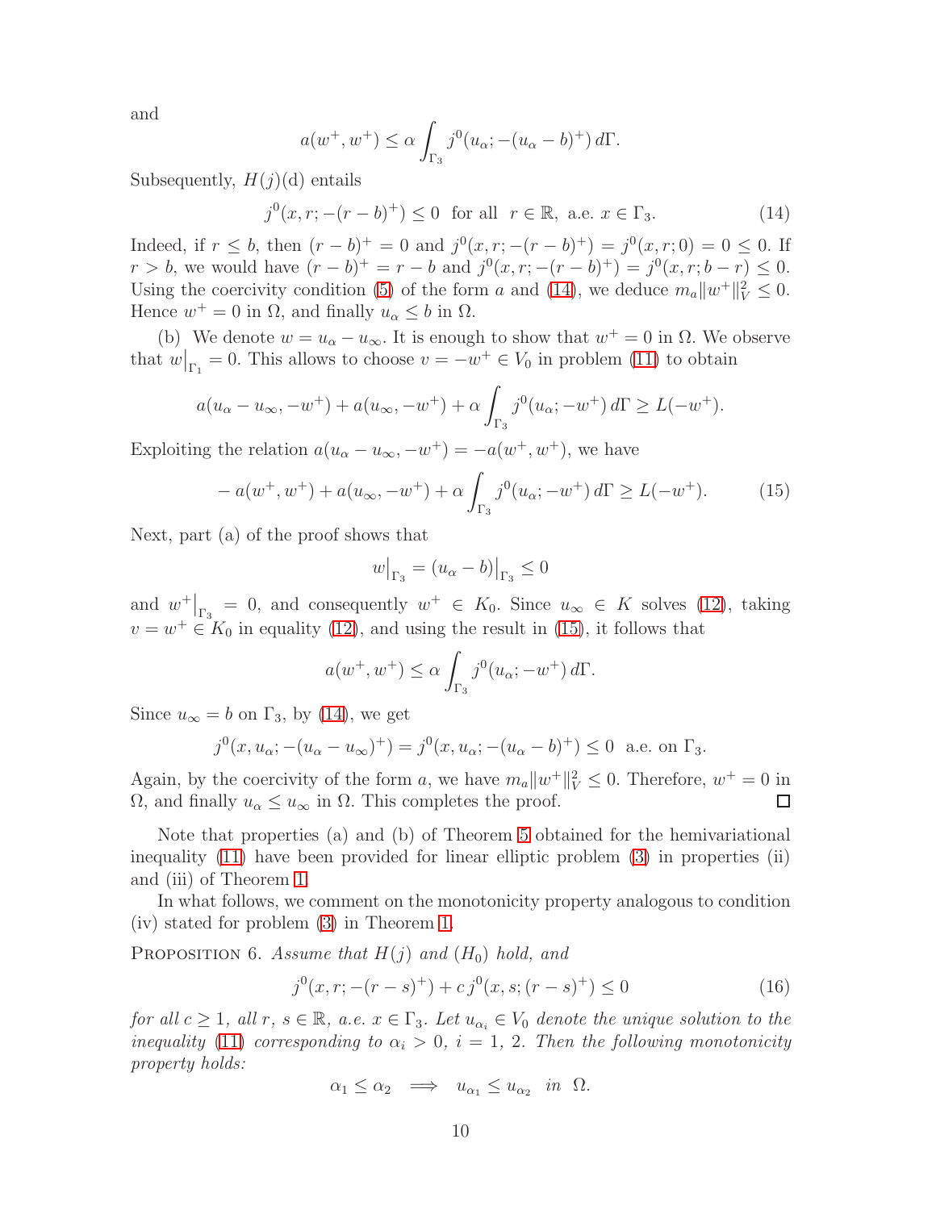and

$$a(w^+, w^+) \le \alpha \int_{\Gamma_3} j^0(u_\alpha; -(u_\alpha - b)^+)\, d\Gamma.$$

Subsequently, $H(j)$(d) entails

$$j^0(x, r; -(r-b)^+) \le 0 \ \text{ for all } \ r \in \mathbb{R}, \ \text{a.e. } x \in \Gamma_3. \tag{14}$$

Indeed, if $r \le b$, then $(r-b)^+ = 0$ and $j^0(x, r; -(r-b)^+) = j^0(x, r; 0) = 0 \le 0$. If $r > b$, we would have $(r-b)^+ = r - b$ and $j^0(x, r; -(r-b)^+) = j^0(x, r; b - r) \le 0$. Using the coercivity condition (5) of the form $a$ and (14), we deduce $m_a \|w^+\|_V^2 \le 0$. Hence $w^+ = 0$ in $\Omega$, and finally $u_\alpha \le b$ in $\Omega$.

(b) We denote $w = u_\alpha - u_\infty$. It is enough to show that $w^+ = 0$ in $\Omega$. We observe that $w\big|_{\Gamma_1} = 0$. This allows to choose $v = -w^+ \in V_0$ in problem (11) to obtain

$$a(u_\alpha - u_\infty, -w^+) + a(u_\infty, -w^+) + \alpha \int_{\Gamma_3} j^0(u_\alpha; -w^+)\, d\Gamma \ge L(-w^+).$$

Exploiting the relation $a(u_\alpha - u_\infty, -w^+) = -a(w^+, w^+)$, we have

$$-a(w^+, w^+) + a(u_\infty, -w^+) + \alpha \int_{\Gamma_3} j^0(u_\alpha; -w^+)\, d\Gamma \ge L(-w^+). \tag{15}$$

Next, part (a) of the proof shows that

$$w\big|_{\Gamma_3} = (u_\alpha - b)\big|_{\Gamma_3} \le 0$$

and $w^+\big|_{\Gamma_3} = 0$, and consequently $w^+ \in K_0$. Since $u_\infty \in K$ solves (12), taking $v = w^+ \in K_0$ in equality (12), and using the result in (15), it follows that

$$a(w^+, w^+) \le \alpha \int_{\Gamma_3} j^0(u_\alpha; -w^+)\, d\Gamma.$$

Since $u_\infty = b$ on $\Gamma_3$, by (14), we get

$$j^0(x, u_\alpha; -(u_\alpha - u_\infty)^+) = j^0(x, u_\alpha; -(u_\alpha - b)^+) \le 0 \ \text{ a.e. on } \Gamma_3.$$

Again, by the coercivity of the form $a$, we have $m_a \|w^+\|_V^2 \le 0$. Therefore, $w^+ = 0$ in $\Omega$, and finally $u_\alpha \le u_\infty$ in $\Omega$. This completes the proof. □

Note that properties (a) and (b) of Theorem 5 obtained for the hemivariational inequality (11) have been provided for linear elliptic problem (3) in properties (ii) and (iii) of Theorem 1.

In what follows, we comment on the monotonicity property analogous to condition (iv) stated for problem (3) in Theorem 1.

Proposition 6. *Assume that $H(j)$ and $(H_0)$ hold, and*

$$j^0(x, r; -(r-s)^+) + c\, j^0(x, s; (r-s)^+) \le 0 \tag{16}$$

*for all $c \ge 1$, all $r$, $s \in \mathbb{R}$, a.e. $x \in \Gamma_3$. Let $u_{\alpha_i} \in V_0$ denote the unique solution to the inequality (11) corresponding to $\alpha_i > 0$, $i = 1, 2$. Then the following monotonicity property holds:*

$$\alpha_1 \le \alpha_2 \implies u_{\alpha_1} \le u_{\alpha_2} \ \text{ in } \ \Omega.$$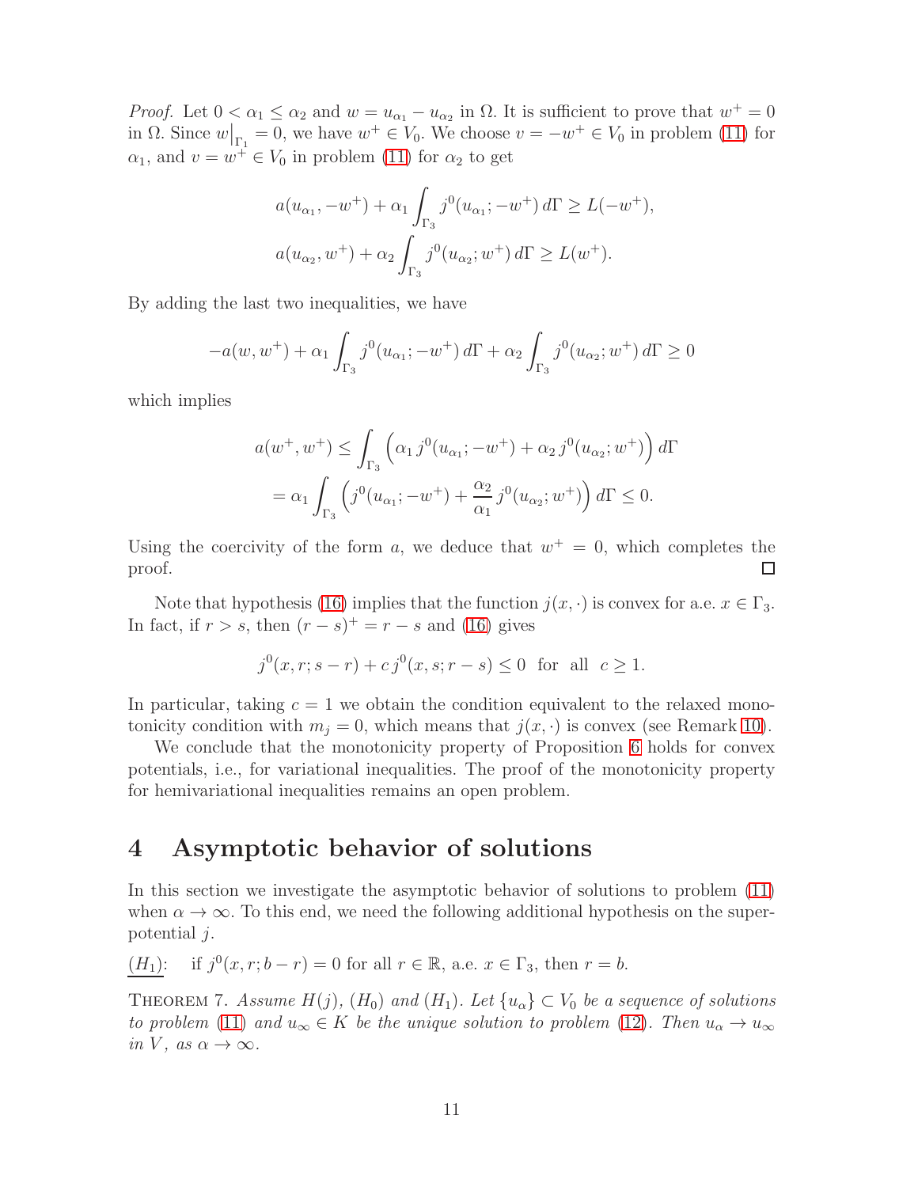*Proof.* Let $0 < \alpha_1 \leq \alpha_2$ and $w = u_{\alpha_1} - u_{\alpha_2}$ in $\Omega$. It is sufficient to prove that $w^+ = 0$ in $\Omega$. Since $w\big|_{\Gamma_1} = 0$, we have $w^+ \in V_0$. We choose $v = -w^+ \in V_0$ in problem (11) for $\alpha_1$, and $v = w^+ \in V_0$ in problem (11) for $\alpha_2$ to get

$$
\begin{aligned}
&a(u_{\alpha_1}, -w^+) + \alpha_1 \int_{\Gamma_3} j^0(u_{\alpha_1}; -w^+)\, d\Gamma \geq L(-w^+), \\
&a(u_{\alpha_2}, w^+) + \alpha_2 \int_{\Gamma_3} j^0(u_{\alpha_2}; w^+)\, d\Gamma \geq L(w^+).
\end{aligned}
$$

By adding the last two inequalities, we have

$$
-a(w, w^+) + \alpha_1 \int_{\Gamma_3} j^0(u_{\alpha_1}; -w^+)\, d\Gamma + \alpha_2 \int_{\Gamma_3} j^0(u_{\alpha_2}; w^+)\, d\Gamma \geq 0
$$

which implies

$$
\begin{aligned}
a(w^+, w^+) &\leq \int_{\Gamma_3} \Big( \alpha_1\, j^0(u_{\alpha_1}; -w^+) + \alpha_2\, j^0(u_{\alpha_2}; w^+) \Big)\, d\Gamma \\
&= \alpha_1 \int_{\Gamma_3} \Big( j^0(u_{\alpha_1}; -w^+) + \frac{\alpha_2}{\alpha_1}\, j^0(u_{\alpha_2}; w^+) \Big)\, d\Gamma \leq 0.
\end{aligned}
$$

Using the coercivity of the form $a$, we deduce that $w^+ = 0$, which completes the proof. □

Note that hypothesis (16) implies that the function $j(x, \cdot)$ is convex for a.e. $x \in \Gamma_3$. In fact, if $r > s$, then $(r - s)^+ = r - s$ and (16) gives

$$
j^0(x, r; s - r) + c\, j^0(x, s; r - s) \leq 0 \quad \text{for all} \quad c \geq 1.
$$

In particular, taking $c = 1$ we obtain the condition equivalent to the relaxed monotonicity condition with $m_j = 0$, which means that $j(x, \cdot)$ is convex (see Remark 10).

We conclude that the monotonicity property of Proposition 6 holds for convex potentials, i.e., for variational inequalities. The proof of the monotonicity property for hemivariational inequalities remains an open problem.

# 4 Asymptotic behavior of solutions

In this section we investigate the asymptotic behavior of solutions to problem (11) when $\alpha \to \infty$. To this end, we need the following additional hypothesis on the superpotential $j$.

<u>$(H_1)$</u>: if $j^0(x, r; b - r) = 0$ for all $r \in \mathbb{R}$, a.e. $x \in \Gamma_3$, then $r = b$.

Theorem 7. *Assume $H(j)$, $(H_0)$ and $(H_1)$. Let $\{u_\alpha\} \subset V_0$ be a sequence of solutions to problem (11) and $u_\infty \in K$ be the unique solution to problem (12). Then $u_\alpha \to u_\infty$ in $V$, as $\alpha \to \infty$.*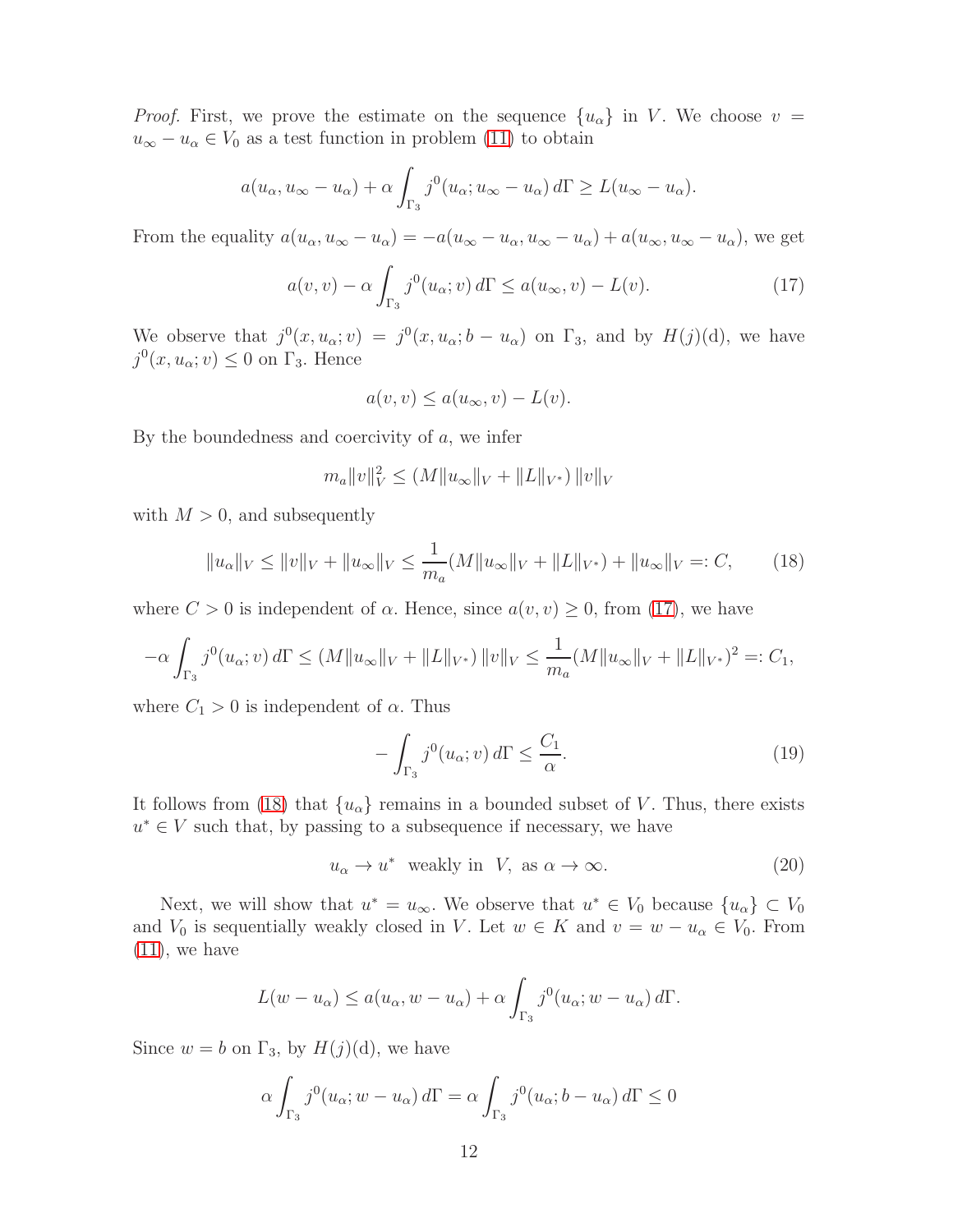*Proof.* First, we prove the estimate on the sequence $\{u_\alpha\}$ in $V$. We choose $v = u_\infty - u_\alpha \in V_0$ as a test function in problem (11) to obtain

$$a(u_\alpha, u_\infty - u_\alpha) + \alpha \int_{\Gamma_3} j^0(u_\alpha; u_\infty - u_\alpha)\, d\Gamma \geq L(u_\infty - u_\alpha).$$

From the equality $a(u_\alpha, u_\infty - u_\alpha) = -a(u_\infty - u_\alpha, u_\infty - u_\alpha) + a(u_\infty, u_\infty - u_\alpha)$, we get

$$a(v, v) - \alpha \int_{\Gamma_3} j^0(u_\alpha; v)\, d\Gamma \leq a(u_\infty, v) - L(v). \tag{17}$$

We observe that $j^0(x, u_\alpha; v) = j^0(x, u_\alpha; b - u_\alpha)$ on $\Gamma_3$, and by $H(j)$(d), we have $j^0(x, u_\alpha; v) \leq 0$ on $\Gamma_3$. Hence

$$a(v, v) \leq a(u_\infty, v) - L(v).$$

By the boundedness and coercivity of $a$, we infer

$$m_a \|v\|_V^2 \leq (M\|u_\infty\|_V + \|L\|_{V^*})\, \|v\|_V$$

with $M > 0$, and subsequently

$$\|u_\alpha\|_V \leq \|v\|_V + \|u_\infty\|_V \leq \frac{1}{m_a}(M\|u_\infty\|_V + \|L\|_{V^*}) + \|u_\infty\|_V =: C, \tag{18}$$

where $C > 0$ is independent of $\alpha$. Hence, since $a(v, v) \geq 0$, from (17), we have

$$-\alpha \int_{\Gamma_3} j^0(u_\alpha; v)\, d\Gamma \leq (M\|u_\infty\|_V + \|L\|_{V^*})\, \|v\|_V \leq \frac{1}{m_a}(M\|u_\infty\|_V + \|L\|_{V^*})^2 =: C_1,$$

where $C_1 > 0$ is independent of $\alpha$. Thus

$$-\int_{\Gamma_3} j^0(u_\alpha; v)\, d\Gamma \leq \frac{C_1}{\alpha}. \tag{19}$$

It follows from (18) that $\{u_\alpha\}$ remains in a bounded subset of $V$. Thus, there exists $u^* \in V$ such that, by passing to a subsequence if necessary, we have

$$u_\alpha \to u^* \text{ weakly in } V, \text{ as } \alpha \to \infty. \tag{20}$$

Next, we will show that $u^* = u_\infty$. We observe that $u^* \in V_0$ because $\{u_\alpha\} \subset V_0$ and $V_0$ is sequentially weakly closed in $V$. Let $w \in K$ and $v = w - u_\alpha \in V_0$. From (11), we have

$$L(w - u_\alpha) \leq a(u_\alpha, w - u_\alpha) + \alpha \int_{\Gamma_3} j^0(u_\alpha; w - u_\alpha)\, d\Gamma.$$

Since $w = b$ on $\Gamma_3$, by $H(j)$(d), we have

$$\alpha \int_{\Gamma_3} j^0(u_\alpha; w - u_\alpha)\, d\Gamma = \alpha \int_{\Gamma_3} j^0(u_\alpha; b - u_\alpha)\, d\Gamma \leq 0$$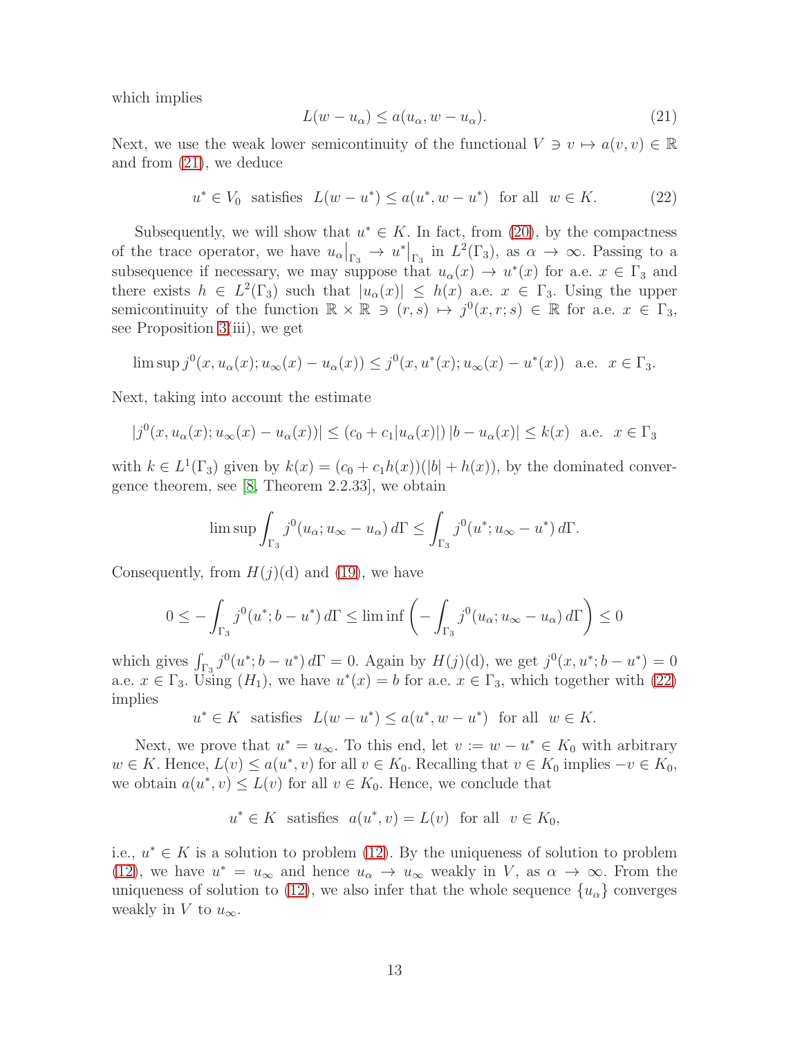which implies

$$L(w - u_\alpha) \le a(u_\alpha, w - u_\alpha). \tag{21}$$

Next, we use the weak lower semicontinuity of the functional $V \ni v \mapsto a(v, v) \in \mathbb{R}$ and from (21), we deduce

$$u^* \in V_0 \ \text{ satisfies } \ L(w - u^*) \le a(u^*, w - u^*) \ \text{ for all } \ w \in K. \tag{22}$$

Subsequently, we will show that $u^* \in K$. In fact, from (20), by the compactness of the trace operator, we have $u_\alpha\big|_{\Gamma_3} \to u^*\big|_{\Gamma_3}$ in $L^2(\Gamma_3)$, as $\alpha \to \infty$. Passing to a subsequence if necessary, we may suppose that $u_\alpha(x) \to u^*(x)$ for a.e. $x \in \Gamma_3$ and there exists $h \in L^2(\Gamma_3)$ such that $|u_\alpha(x)| \le h(x)$ a.e. $x \in \Gamma_3$. Using the upper semicontinuity of the function $\mathbb{R} \times \mathbb{R} \ni (r, s) \mapsto j^0(x, r; s) \in \mathbb{R}$ for a.e. $x \in \Gamma_3$, see Proposition 3(iii), we get

$$\limsup j^0(x, u_\alpha(x); u_\infty(x) - u_\alpha(x)) \le j^0(x, u^*(x); u_\infty(x) - u^*(x)) \ \text{ a.e. } \ x \in \Gamma_3.$$

Next, taking into account the estimate

$$|j^0(x, u_\alpha(x); u_\infty(x) - u_\alpha(x))| \le (c_0 + c_1|u_\alpha(x)|)\, |b - u_\alpha(x)| \le k(x) \ \text{ a.e. } \ x \in \Gamma_3$$

with $k \in L^1(\Gamma_3)$ given by $k(x) = (c_0 + c_1 h(x))(|b| + h(x))$, by the dominated convergence theorem, see [8, Theorem 2.2.33], we obtain

$$\limsup \int_{\Gamma_3} j^0(u_\alpha; u_\infty - u_\alpha)\, d\Gamma \le \int_{\Gamma_3} j^0(u^*; u_\infty - u^*)\, d\Gamma.$$

Consequently, from $H(j)$(d) and (19), we have

$$0 \le -\int_{\Gamma_3} j^0(u^*; b - u^*)\, d\Gamma \le \liminf \left( -\int_{\Gamma_3} j^0(u_\alpha; u_\infty - u_\alpha)\, d\Gamma \right) \le 0$$

which gives $\int_{\Gamma_3} j^0(u^*; b - u^*)\, d\Gamma = 0$. Again by $H(j)$(d), we get $j^0(x, u^*; b - u^*) = 0$ a.e. $x \in \Gamma_3$. Using $(H_1)$, we have $u^*(x) = b$ for a.e. $x \in \Gamma_3$, which together with (22) implies

$$u^* \in K \ \text{ satisfies } \ L(w - u^*) \le a(u^*, w - u^*) \ \text{ for all } \ w \in K.$$

Next, we prove that $u^* = u_\infty$. To this end, let $v := w - u^* \in K_0$ with arbitrary $w \in K$. Hence, $L(v) \le a(u^*, v)$ for all $v \in K_0$. Recalling that $v \in K_0$ implies $-v \in K_0$, we obtain $a(u^*, v) \le L(v)$ for all $v \in K_0$. Hence, we conclude that

$$u^* \in K \ \text{ satisfies } \ a(u^*, v) = L(v) \ \text{ for all } \ v \in K_0,$$

i.e., $u^* \in K$ is a solution to problem (12). By the uniqueness of solution to problem (12), we have $u^* = u_\infty$ and hence $u_\alpha \to u_\infty$ weakly in $V$, as $\alpha \to \infty$. From the uniqueness of solution to (12), we also infer that the whole sequence $\{u_\alpha\}$ converges weakly in $V$ to $u_\infty$.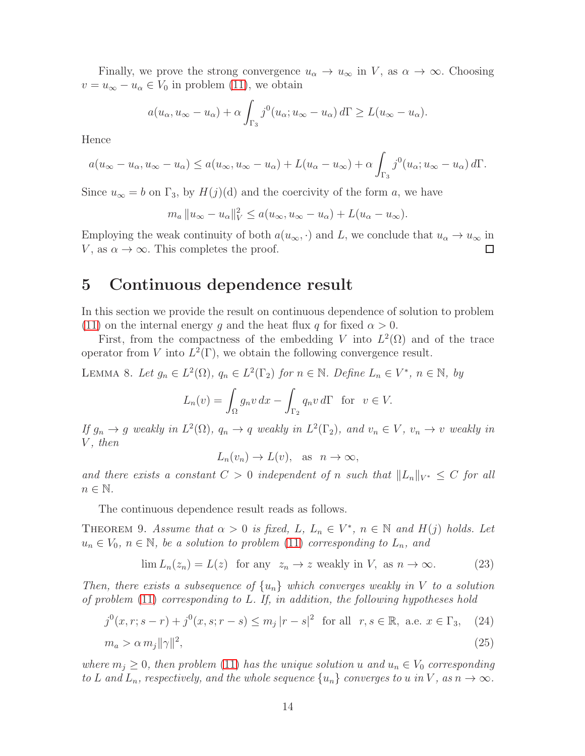Finally, we prove the strong convergence $u_\alpha \to u_\infty$ in $V$, as $\alpha \to \infty$. Choosing $v = u_\infty - u_\alpha \in V_0$ in problem (11), we obtain

$$a(u_\alpha, u_\infty - u_\alpha) + \alpha \int_{\Gamma_3} j^0(u_\alpha; u_\infty - u_\alpha)\, d\Gamma \geq L(u_\infty - u_\alpha).$$

Hence

$$a(u_\infty - u_\alpha, u_\infty - u_\alpha) \leq a(u_\infty, u_\infty - u_\alpha) + L(u_\alpha - u_\infty) + \alpha \int_{\Gamma_3} j^0(u_\alpha; u_\infty - u_\alpha)\, d\Gamma.$$

Since $u_\infty = b$ on $\Gamma_3$, by $H(j)$(d) and the coercivity of the form $a$, we have

$$m_a \|u_\infty - u_\alpha\|_V^2 \leq a(u_\infty, u_\infty - u_\alpha) + L(u_\alpha - u_\infty).$$

Employing the weak continuity of both $a(u_\infty, \cdot)$ and $L$, we conclude that $u_\alpha \to u_\infty$ in $V$, as $\alpha \to \infty$. This completes the proof. □

# 5 Continuous dependence result

In this section we provide the result on continuous dependence of solution to problem (11) on the internal energy $g$ and the heat flux $q$ for fixed $\alpha > 0$.

First, from the compactness of the embedding $V$ into $L^2(\Omega)$ and of the trace operator from $V$ into $L^2(\Gamma)$, we obtain the following convergence result.

Lemma 8. *Let $g_n \in L^2(\Omega)$, $q_n \in L^2(\Gamma_2)$ for $n \in \mathbb{N}$. Define $L_n \in V^*$, $n \in \mathbb{N}$, by*

$$L_n(v) = \int_\Omega g_n v\, dx - \int_{\Gamma_2} q_n v\, d\Gamma \quad \text{for} \quad v \in V.$$

*If $g_n \to g$ weakly in $L^2(\Omega)$, $q_n \to q$ weakly in $L^2(\Gamma_2)$, and $v_n \in V$, $v_n \to v$ weakly in $V$, then*

$$L_n(v_n) \to L(v), \quad \text{as} \quad n \to \infty,$$

*and there exists a constant $C > 0$ independent of $n$ such that $\|L_n\|_{V^*} \leq C$ for all $n \in \mathbb{N}$.*

The continuous dependence result reads as follows.

Theorem 9. *Assume that $\alpha > 0$ is fixed, $L$, $L_n \in V^*$, $n \in \mathbb{N}$ and $H(j)$ holds. Let $u_n \in V_0$, $n \in \mathbb{N}$, be a solution to problem (11) corresponding to $L_n$, and*

$$\lim L_n(z_n) = L(z) \quad \text{for any} \quad z_n \to z \text{ weakly in } V, \text{ as } n \to \infty. \tag{23}$$

*Then, there exists a subsequence of $\{u_n\}$ which converges weakly in $V$ to a solution of problem (11) corresponding to $L$. If, in addition, the following hypotheses hold*

$$j^0(x, r; s - r) + j^0(x, s; r - s) \leq m_j\, |r - s|^2 \quad \text{for all} \quad r, s \in \mathbb{R}, \text{ a.e. } x \in \Gamma_3, \tag{24}$$

$$m_a > \alpha\, m_j \|\gamma\|^2, \tag{25}$$

*where $m_j \geq 0$, then problem (11) has the unique solution $u$ and $u_n \in V_0$ corresponding to $L$ and $L_n$, respectively, and the whole sequence $\{u_n\}$ converges to $u$ in $V$, as $n \to \infty$.*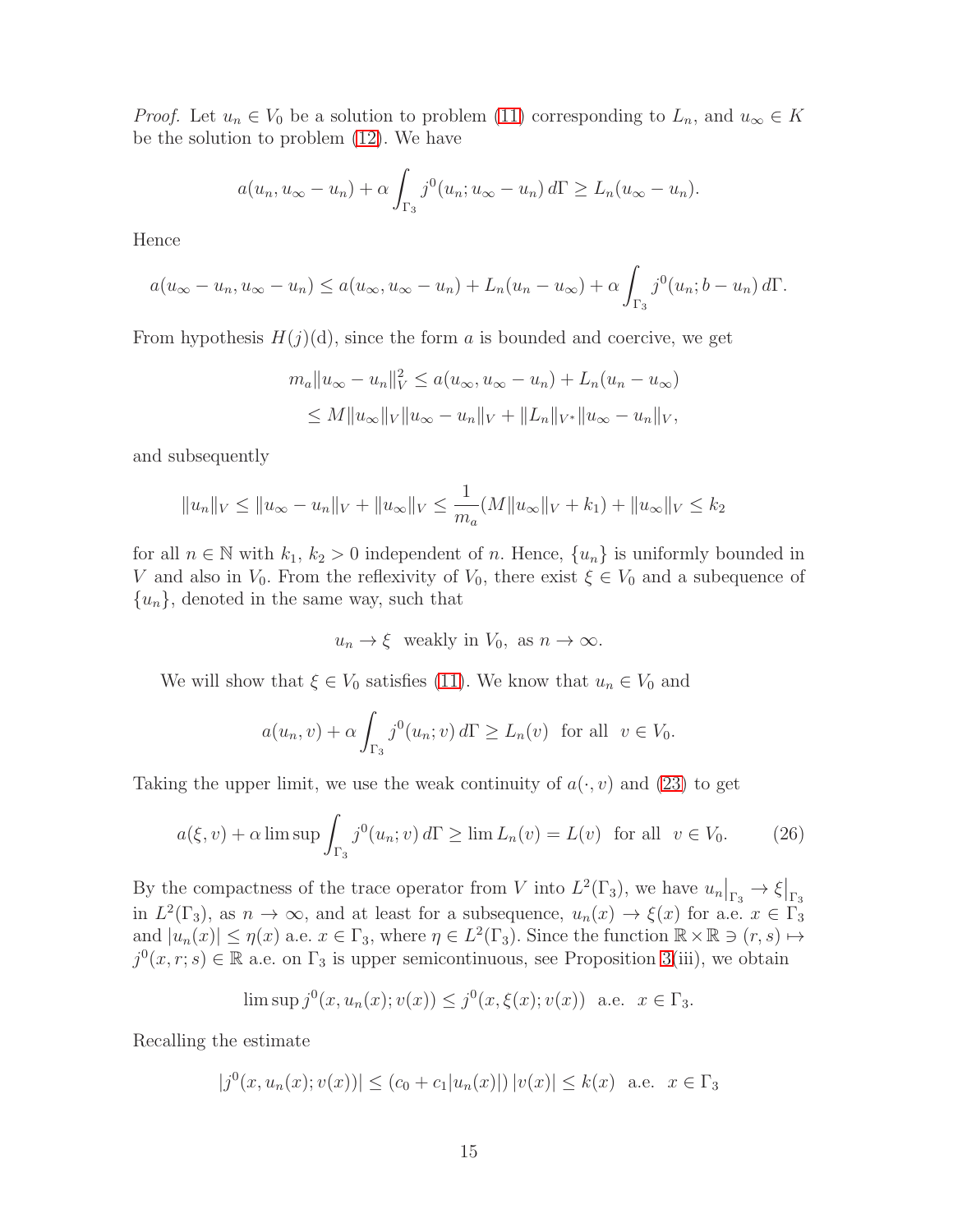*Proof.* Let $u_n \in V_0$ be a solution to problem (11) corresponding to $L_n$, and $u_\infty \in K$ be the solution to problem (12). We have

$$a(u_n, u_\infty - u_n) + \alpha \int_{\Gamma_3} j^0(u_n; u_\infty - u_n)\, d\Gamma \geq L_n(u_\infty - u_n).$$

Hence

$$a(u_\infty - u_n, u_\infty - u_n) \leq a(u_\infty, u_\infty - u_n) + L_n(u_n - u_\infty) + \alpha \int_{\Gamma_3} j^0(u_n; b - u_n)\, d\Gamma.$$

From hypothesis $H(j)$(d), since the form $a$ is bounded and coercive, we get

$$\begin{aligned} m_a \|u_\infty - u_n\|_V^2 &\leq a(u_\infty, u_\infty - u_n) + L_n(u_n - u_\infty) \\ &\leq M \|u_\infty\|_V \|u_\infty - u_n\|_V + \|L_n\|_{V^*} \|u_\infty - u_n\|_V, \end{aligned}$$

and subsequently

$$\|u_n\|_V \leq \|u_\infty - u_n\|_V + \|u_\infty\|_V \leq \frac{1}{m_a}(M\|u_\infty\|_V + k_1) + \|u_\infty\|_V \leq k_2$$

for all $n \in \mathbb{N}$ with $k_1$, $k_2 > 0$ independent of $n$. Hence, $\{u_n\}$ is uniformly bounded in $V$ and also in $V_0$. From the reflexivity of $V_0$, there exist $\xi \in V_0$ and a subsequence of $\{u_n\}$, denoted in the same way, such that

$$u_n \to \xi \ \text{ weakly in } V_0, \text{ as } n \to \infty.$$

We will show that $\xi \in V_0$ satisfies (11). We know that $u_n \in V_0$ and

$$a(u_n, v) + \alpha \int_{\Gamma_3} j^0(u_n; v)\, d\Gamma \geq L_n(v) \ \text{ for all } \ v \in V_0.$$

Taking the upper limit, we use the weak continuity of $a(\cdot, v)$ and (23) to get

$$a(\xi, v) + \alpha \limsup \int_{\Gamma_3} j^0(u_n; v)\, d\Gamma \geq \lim L_n(v) = L(v) \ \text{ for all } \ v \in V_0. \tag{26}$$

By the compactness of the trace operator from $V$ into $L^2(\Gamma_3)$, we have $u_n\big|_{\Gamma_3} \to \xi\big|_{\Gamma_3}$ in $L^2(\Gamma_3)$, as $n \to \infty$, and at least for a subsequence, $u_n(x) \to \xi(x)$ for a.e. $x \in \Gamma_3$ and $|u_n(x)| \leq \eta(x)$ a.e. $x \in \Gamma_3$, where $\eta \in L^2(\Gamma_3)$. Since the function $\mathbb{R} \times \mathbb{R} \ni (r, s) \mapsto j^0(x, r; s) \in \mathbb{R}$ a.e. on $\Gamma_3$ is upper semicontinuous, see Proposition 3(iii), we obtain

$$\limsup j^0(x, u_n(x); v(x)) \leq j^0(x, \xi(x); v(x)) \ \text{ a.e. } \ x \in \Gamma_3.$$

Recalling the estimate

$$|j^0(x, u_n(x); v(x))| \leq (c_0 + c_1 |u_n(x)|)\, |v(x)| \leq k(x) \ \text{ a.e. } \ x \in \Gamma_3$$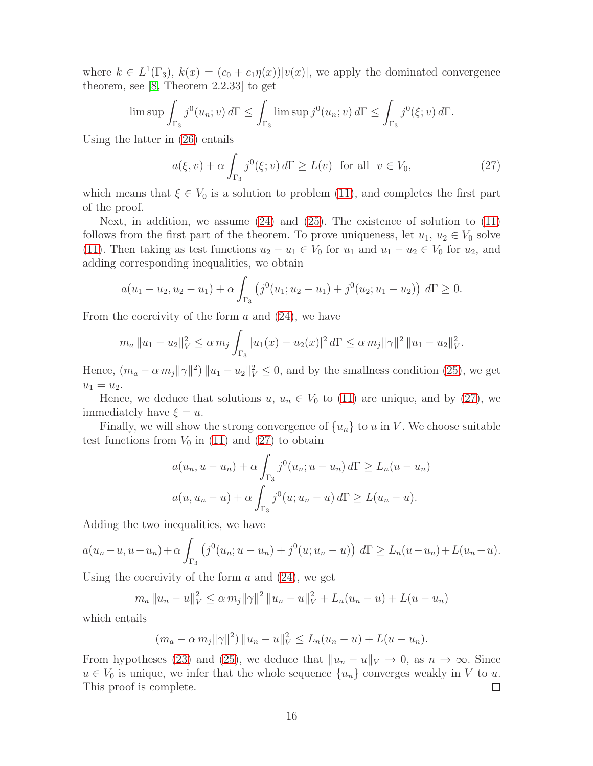where $k \in L^1(\Gamma_3)$, $k(x) = (c_0 + c_1\eta(x))|v(x)|$, we apply the dominated convergence theorem, see [8, Theorem 2.2.33] to get

$$\limsup \int_{\Gamma_3} j^0(u_n; v)\, d\Gamma \le \int_{\Gamma_3} \limsup j^0(u_n; v)\, d\Gamma \le \int_{\Gamma_3} j^0(\xi; v)\, d\Gamma.$$

Using the latter in (26) entails

$$a(\xi, v) + \alpha \int_{\Gamma_3} j^0(\xi; v)\, d\Gamma \ge L(v) \quad \text{for all} \quad v \in V_0, \tag{27}$$

which means that $\xi \in V_0$ is a solution to problem (11), and completes the first part of the proof.

Next, in addition, we assume (24) and (25). The existence of solution to (11) follows from the first part of the theorem. To prove uniqueness, let $u_1$, $u_2 \in V_0$ solve (11). Then taking as test functions $u_2 - u_1 \in V_0$ for $u_1$ and $u_1 - u_2 \in V_0$ for $u_2$, and adding corresponding inequalities, we obtain

$$a(u_1 - u_2, u_2 - u_1) + \alpha \int_{\Gamma_3} \left( j^0(u_1; u_2 - u_1) + j^0(u_2; u_1 - u_2) \right)\, d\Gamma \ge 0.$$

From the coercivity of the form $a$ and (24), we have

$$m_a \, \|u_1 - u_2\|_V^2 \le \alpha \, m_j \int_{\Gamma_3} |u_1(x) - u_2(x)|^2 \, d\Gamma \le \alpha \, m_j \|\gamma\|^2 \, \|u_1 - u_2\|_V^2.$$

Hence, $(m_a - \alpha \, m_j \|\gamma\|^2) \, \|u_1 - u_2\|_V^2 \le 0$, and by the smallness condition (25), we get $u_1 = u_2$.

Hence, we deduce that solutions $u$, $u_n \in V_0$ to (11) are unique, and by (27), we immediately have $\xi = u$.

Finally, we will show the strong convergence of $\{u_n\}$ to $u$ in $V$. We choose suitable test functions from $V_0$ in (11) and (27) to obtain

$$a(u_n, u - u_n) + \alpha \int_{\Gamma_3} j^0(u_n; u - u_n)\, d\Gamma \ge L_n(u - u_n)$$

$$a(u, u_n - u) + \alpha \int_{\Gamma_3} j^0(u; u_n - u)\, d\Gamma \ge L(u_n - u).$$

Adding the two inequalities, we have

$$a(u_n - u, u - u_n) + \alpha \int_{\Gamma_3} \left( j^0(u_n; u - u_n) + j^0(u; u_n - u) \right)\, d\Gamma \ge L_n(u - u_n) + L(u_n - u).$$

Using the coercivity of the form $a$ and (24), we get

$$m_a \, \|u_n - u\|_V^2 \le \alpha \, m_j \|\gamma\|^2 \, \|u_n - u\|_V^2 + L_n(u_n - u) + L(u - u_n)$$

which entails

$$(m_a - \alpha \, m_j \|\gamma\|^2) \, \|u_n - u\|_V^2 \le L_n(u_n - u) + L(u - u_n).$$

From hypotheses (23) and (25), we deduce that $\|u_n - u\|_V \to 0$, as $n \to \infty$. Since $u \in V_0$ is unique, we infer that the whole sequence $\{u_n\}$ converges weakly in $V$ to $u$. This proof is complete. $\square$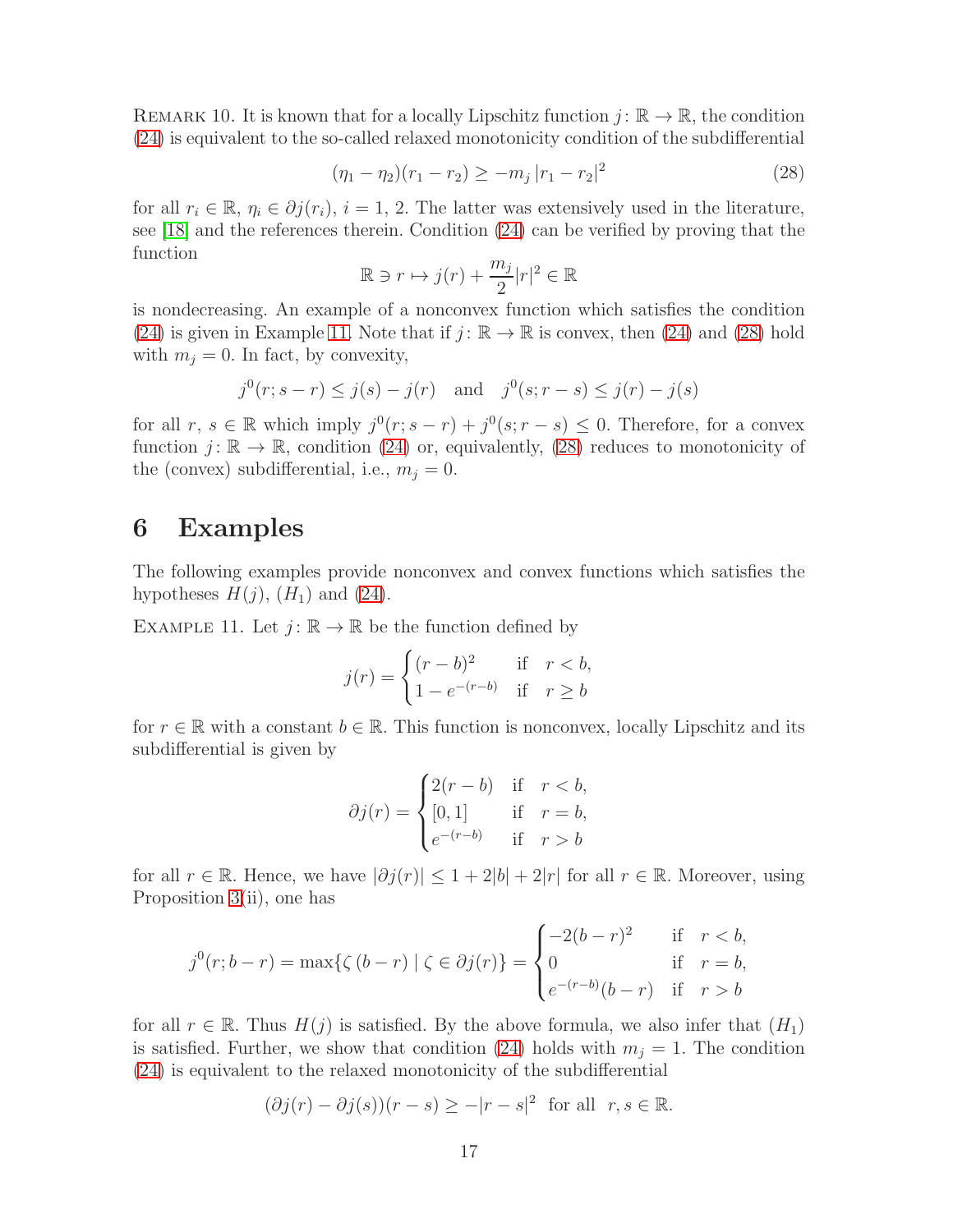Remark 10. It is known that for a locally Lipschitz function $j\colon \mathbb{R} \to \mathbb{R}$, the condition (24) is equivalent to the so-called relaxed monotonicity condition of the subdifferential

$$(\eta_1 - \eta_2)(r_1 - r_2) \geq -m_j\, |r_1 - r_2|^2 \tag{28}$$

for all $r_i \in \mathbb{R}$, $\eta_i \in \partial j(r_i)$, $i = 1, 2$. The latter was extensively used in the literature, see [18] and the references therein. Condition (24) can be verified by proving that the function

$$\mathbb{R} \ni r \mapsto j(r) + \frac{m_j}{2}|r|^2 \in \mathbb{R}$$

is nondecreasing. An example of a nonconvex function which satisfies the condition (24) is given in Example 11. Note that if $j\colon \mathbb{R} \to \mathbb{R}$ is convex, then (24) and (28) hold with $m_j = 0$. In fact, by convexity,

$$j^0(r; s - r) \leq j(s) - j(r) \quad \text{and} \quad j^0(s; r - s) \leq j(r) - j(s)$$

for all $r$, $s \in \mathbb{R}$ which imply $j^0(r; s-r) + j^0(s; r-s) \leq 0$. Therefore, for a convex function $j\colon \mathbb{R} \to \mathbb{R}$, condition (24) or, equivalently, (28) reduces to monotonicity of the (convex) subdifferential, i.e., $m_j = 0$.

# 6 Examples

The following examples provide nonconvex and convex functions which satisfies the hypotheses $H(j)$, $(H_1)$ and (24).

Example 11. Let $j\colon \mathbb{R} \to \mathbb{R}$ be the function defined by

$$j(r) = \begin{cases} (r-b)^2 & \text{if} \quad r < b, \\ 1 - e^{-(r-b)} & \text{if} \quad r \geq b \end{cases}$$

for $r \in \mathbb{R}$ with a constant $b \in \mathbb{R}$. This function is nonconvex, locally Lipschitz and its subdifferential is given by

$$\partial j(r) = \begin{cases} 2(r-b) & \text{if} \quad r < b, \\ [0, 1] & \text{if} \quad r = b, \\ e^{-(r-b)} & \text{if} \quad r > b \end{cases}$$

for all $r \in \mathbb{R}$. Hence, we have $|\partial j(r)| \leq 1 + 2|b| + 2|r|$ for all $r \in \mathbb{R}$. Moreover, using Proposition 3(ii), one has

$$j^0(r; b - r) = \max\{\zeta\, (b - r) \mid \zeta \in \partial j(r)\} = \begin{cases} -2(b-r)^2 & \text{if} \quad r < b, \\ 0 & \text{if} \quad r = b, \\ e^{-(r-b)}(b-r) & \text{if} \quad r > b \end{cases}$$

for all $r \in \mathbb{R}$. Thus $H(j)$ is satisfied. By the above formula, we also infer that $(H_1)$ is satisfied. Further, we show that condition (24) holds with $m_j = 1$. The condition (24) is equivalent to the relaxed monotonicity of the subdifferential

$$(\partial j(r) - \partial j(s))(r - s) \geq -|r - s|^2 \;\; \text{for all} \;\; r, s \in \mathbb{R}.$$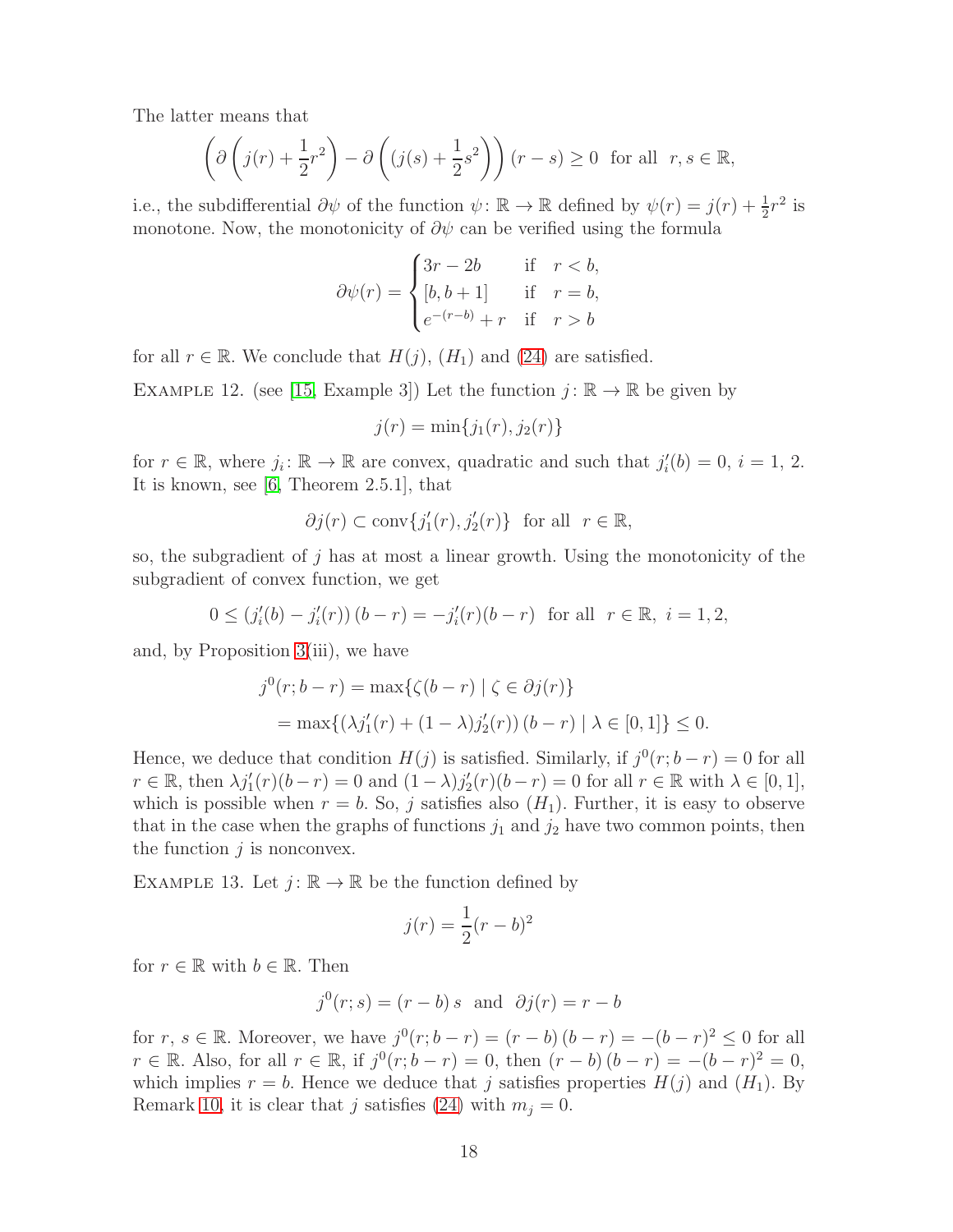The latter means that

$$\left(\partial\left(j(r)+\frac{1}{2}r^2\right)-\partial\left((j(s)+\frac{1}{2}s^2\right)\right)(r-s)\geq 0 \ \text{ for all } \ r,s\in\mathbb{R},$$

i.e., the subdifferential $\partial\psi$ of the function $\psi\colon \mathbb{R}\to\mathbb{R}$ defined by $\psi(r)=j(r)+\frac{1}{2}r^2$ is monotone. Now, the monotonicity of $\partial\psi$ can be verified using the formula

$$\partial\psi(r)=\begin{cases} 3r-2b & \text{if} \quad r<b,\\ [b,b+1] & \text{if} \quad r=b,\\ e^{-(r-b)}+r & \text{if} \quad r>b\end{cases}$$

for all $r\in\mathbb{R}$. We conclude that $H(j)$, $(H_1)$ and (24) are satisfied.

Example 12. (see [15, Example 3]) Let the function $j\colon\mathbb{R}\to\mathbb{R}$ be given by

$$j(r)=\min\{j_1(r),j_2(r)\}$$

for $r\in\mathbb{R}$, where $j_i\colon\mathbb{R}\to\mathbb{R}$ are convex, quadratic and such that $j_i'(b)=0$, $i=1$, 2. It is known, see [6, Theorem 2.5.1], that

$$\partial j(r)\subset \text{conv}\{j_1'(r),j_2'(r)\} \ \text{ for all } \ r\in\mathbb{R},$$

so, the subgradient of $j$ has at most a linear growth. Using the monotonicity of the subgradient of convex function, we get

$$0\leq\left(j_i'(b)-j_i'(r)\right)(b-r)=-j_i'(r)(b-r) \ \text{ for all } \ r\in\mathbb{R}, \ i=1,2,$$

and, by Proposition 3(iii), we have

$$\begin{aligned} j^0(r;b-r)&=\max\{\zeta(b-r)\mid \zeta\in\partial j(r)\}\\ &=\max\{\left(\lambda j_1'(r)+(1-\lambda)j_2'(r)\right)(b-r)\mid \lambda\in[0,1]\}\leq 0.\end{aligned}$$

Hence, we deduce that condition $H(j)$ is satisfied. Similarly, if $j^0(r;b-r)=0$ for all $r\in\mathbb{R}$, then $\lambda j_1'(r)(b-r)=0$ and $(1-\lambda)j_2'(r)(b-r)=0$ for all $r\in\mathbb{R}$ with $\lambda\in[0,1]$, which is possible when $r=b$. So, $j$ satisfies also $(H_1)$. Further, it is easy to observe that in the case when the graphs of functions $j_1$ and $j_2$ have two common points, then the function $j$ is nonconvex.

Example 13. Let $j\colon\mathbb{R}\to\mathbb{R}$ be the function defined by

$$j(r)=\frac{1}{2}(r-b)^2$$

for $r\in\mathbb{R}$ with $b\in\mathbb{R}$. Then

$$j^0(r;s)=(r-b)\,s \ \text{ and } \ \partial j(r)=r-b$$

for $r$, $s\in\mathbb{R}$. Moreover, we have $j^0(r;b-r)=(r-b)\,(b-r)=-(b-r)^2\leq 0$ for all $r\in\mathbb{R}$. Also, for all $r\in\mathbb{R}$, if $j^0(r;b-r)=0$, then $(r-b)\,(b-r)=-(b-r)^2=0$, which implies $r=b$. Hence we deduce that $j$ satisfies properties $H(j)$ and $(H_1)$. By Remark 10, it is clear that $j$ satisfies (24) with $m_j=0$.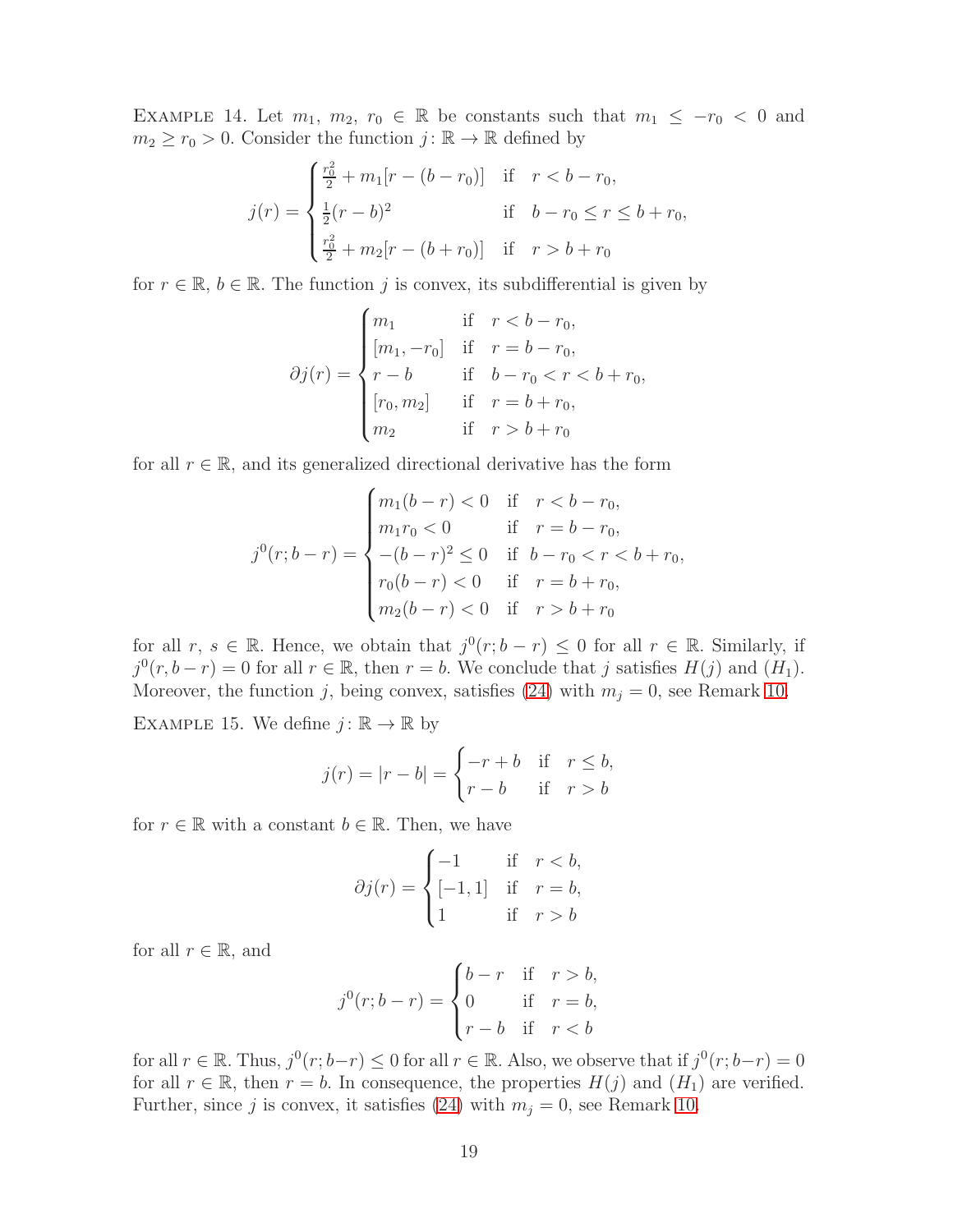Example 14. Let $m_1,\ m_2,\ r_0 \in \mathbb{R}$ be constants such that $m_1 \le -r_0 < 0$ and $m_2 \ge r_0 > 0$. Consider the function $j \colon \mathbb{R} \to \mathbb{R}$ defined by

$$
j(r) = \begin{cases} \frac{r_0^2}{2} + m_1[r - (b - r_0)] & \text{if} \quad r < b - r_0, \\ \frac{1}{2}(r-b)^2 & \text{if} \quad b - r_0 \le r \le b + r_0, \\ \frac{r_0^2}{2} + m_2[r - (b + r_0)] & \text{if} \quad r > b + r_0 \end{cases}
$$

for $r \in \mathbb{R}$, $b \in \mathbb{R}$. The function $j$ is convex, its subdifferential is given by

$$
\partial j(r) = \begin{cases} m_1 & \text{if} \quad r < b - r_0, \\ [m_1, -r_0] & \text{if} \quad r = b - r_0, \\ r - b & \text{if} \quad b - r_0 < r < b + r_0, \\ [r_0, m_2] & \text{if} \quad r = b + r_0, \\ m_2 & \text{if} \quad r > b + r_0 \end{cases}
$$

for all $r \in \mathbb{R}$, and its generalized directional derivative has the form

$$
j^0(r; b - r) = \begin{cases} m_1(b - r) < 0 & \text{if} \quad r < b - r_0, \\ m_1 r_0 < 0 & \text{if} \quad r = b - r_0, \\ -(b-r)^2 \le 0 & \text{if} \quad b - r_0 < r < b + r_0, \\ r_0(b - r) < 0 & \text{if} \quad r = b + r_0, \\ m_2(b - r) < 0 & \text{if} \quad r > b + r_0 \end{cases}
$$

for all $r,\ s \in \mathbb{R}$. Hence, we obtain that $j^0(r; b - r) \le 0$ for all $r \in \mathbb{R}$. Similarly, if $j^0(r, b - r) = 0$ for all $r \in \mathbb{R}$, then $r = b$. We conclude that $j$ satisfies $H(j)$ and $(H_1)$. Moreover, the function $j$, being convex, satisfies (24) with $m_j = 0$, see Remark 10.

Example 15. We define $j \colon \mathbb{R} \to \mathbb{R}$ by

$$
j(r) = |r - b| = \begin{cases} -r + b & \text{if} \quad r \le b, \\ r - b & \text{if} \quad r > b \end{cases}
$$

for $r \in \mathbb{R}$ with a constant $b \in \mathbb{R}$. Then, we have

$$
\partial j(r) = \begin{cases} -1 & \text{if} \quad r < b, \\ [-1, 1] & \text{if} \quad r = b, \\ 1 & \text{if} \quad r > b \end{cases}
$$

for all $r \in \mathbb{R}$, and

$$
j^0(r; b - r) = \begin{cases} b - r & \text{if} \quad r > b, \\ 0 & \text{if} \quad r = b, \\ r - b & \text{if} \quad r < b \end{cases}
$$

for all $r \in \mathbb{R}$. Thus, $j^0(r; b-r) \le 0$ for all $r \in \mathbb{R}$. Also, we observe that if $j^0(r; b-r) = 0$ for all $r \in \mathbb{R}$, then $r = b$. In consequence, the properties $H(j)$ and $(H_1)$ are verified. Further, since $j$ is convex, it satisfies (24) with $m_j = 0$, see Remark 10.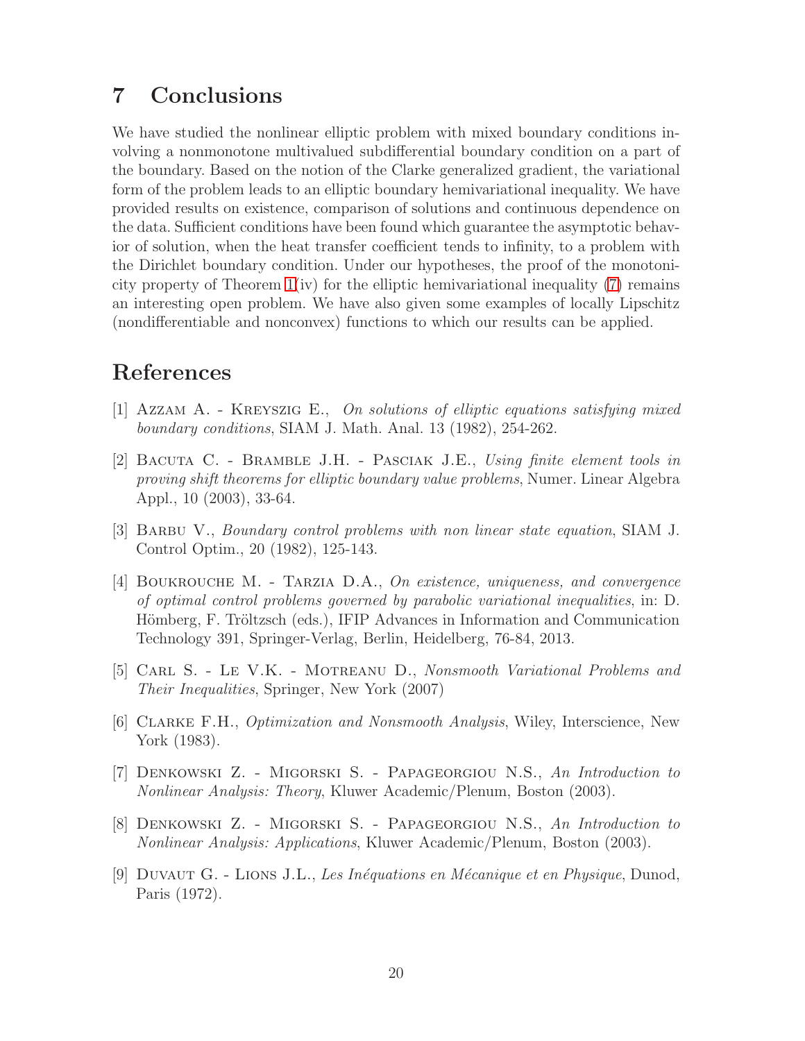## 7 Conclusions

We have studied the nonlinear elliptic problem with mixed boundary conditions involving a nonmonotone multivalued subdifferential boundary condition on a part of the boundary. Based on the notion of the Clarke generalized gradient, the variational form of the problem leads to an elliptic boundary hemivariational inequality. We have provided results on existence, comparison of solutions and continuous dependence on the data. Sufficient conditions have been found which guarantee the asymptotic behavior of solution, when the heat transfer coefficient tends to infinity, to a problem with the Dirichlet boundary condition. Under our hypotheses, the proof of the monotonicity property of Theorem 1(iv) for the elliptic hemivariational inequality (7) remains an interesting open problem. We have also given some examples of locally Lipschitz (nondifferentiable and nonconvex) functions to which our results can be applied.

## References

[1] Azzam A. - Kreyszig E., *On solutions of elliptic equations satisfying mixed boundary conditions*, SIAM J. Math. Anal. 13 (1982), 254-262.

[2] Bacuta C. - Bramble J.H. - Pasciak J.E., *Using finite element tools in proving shift theorems for elliptic boundary value problems*, Numer. Linear Algebra Appl., 10 (2003), 33-64.

[3] Barbu V., *Boundary control problems with non linear state equation*, SIAM J. Control Optim., 20 (1982), 125-143.

[4] Boukrouche M. - Tarzia D.A., *On existence, uniqueness, and convergence of optimal control problems governed by parabolic variational inequalities*, in: D. Hömberg, F. Tröltzsch (eds.), IFIP Advances in Information and Communication Technology 391, Springer-Verlag, Berlin, Heidelberg, 76-84, 2013.

[5] Carl S. - Le V.K. - Motreanu D., *Nonsmooth Variational Problems and Their Inequalities*, Springer, New York (2007)

[6] Clarke F.H., *Optimization and Nonsmooth Analysis*, Wiley, Interscience, New York (1983).

[7] Denkowski Z. - Migorski S. - Papageorgiou N.S., *An Introduction to Nonlinear Analysis: Theory*, Kluwer Academic/Plenum, Boston (2003).

[8] Denkowski Z. - Migorski S. - Papageorgiou N.S., *An Introduction to Nonlinear Analysis: Applications*, Kluwer Academic/Plenum, Boston (2003).

[9] Duvaut G. - Lions J.L., *Les Inéquations en Mécanique et en Physique*, Dunod, Paris (1972).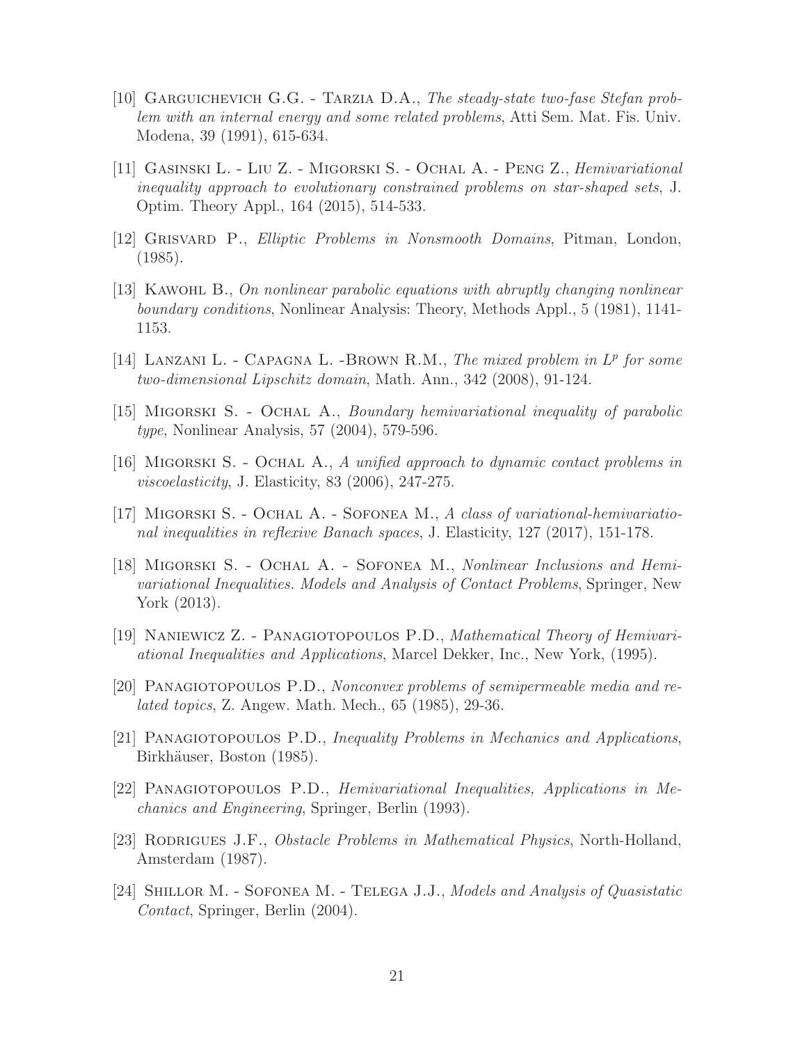[10] Garguichevich G.G. - Tarzia D.A., *The steady-state two-fase Stefan problem with an internal energy and some related problems*, Atti Sem. Mat. Fis. Univ. Modena, 39 (1991), 615-634.

[11] Gasinski L. - Liu Z. - Migorski S. - Ochal A. - Peng Z., *Hemivariational inequality approach to evolutionary constrained problems on star-shaped sets*, J. Optim. Theory Appl., 164 (2015), 514-533.

[12] Grisvard P., *Elliptic Problems in Nonsmooth Domains*, Pitman, London, (1985).

[13] Kawohl B., *On nonlinear parabolic equations with abruptly changing nonlinear boundary conditions*, Nonlinear Analysis: Theory, Methods Appl., 5 (1981), 1141-1153.

[14] Lanzani L. - Capagna L. -Brown R.M., *The mixed problem in $L^p$ for some two-dimensional Lipschitz domain*, Math. Ann., 342 (2008), 91-124.

[15] Migorski S. - Ochal A., *Boundary hemivariational inequality of parabolic type*, Nonlinear Analysis, 57 (2004), 579-596.

[16] Migorski S. - Ochal A., *A unified approach to dynamic contact problems in viscoelasticity*, J. Elasticity, 83 (2006), 247-275.

[17] Migorski S. - Ochal A. - Sofonea M., *A class of variational-hemivariational inequalities in reflexive Banach spaces*, J. Elasticity, 127 (2017), 151-178.

[18] Migorski S. - Ochal A. - Sofonea M., *Nonlinear Inclusions and Hemivariational Inequalities. Models and Analysis of Contact Problems*, Springer, New York (2013).

[19] Naniewicz Z. - Panagiotopoulos P.D., *Mathematical Theory of Hemivariational Inequalities and Applications*, Marcel Dekker, Inc., New York, (1995).

[20] Panagiotopoulos P.D., *Nonconvex problems of semipermeable media and related topics*, Z. Angew. Math. Mech., 65 (1985), 29-36.

[21] Panagiotopoulos P.D., *Inequality Problems in Mechanics and Applications*, Birkhäuser, Boston (1985).

[22] Panagiotopoulos P.D., *Hemivariational Inequalities, Applications in Mechanics and Engineering*, Springer, Berlin (1993).

[23] Rodrigues J.F., *Obstacle Problems in Mathematical Physics*, North-Holland, Amsterdam (1987).

[24] Shillor M. - Sofonea M. - Telega J.J., *Models and Analysis of Quasistatic Contact*, Springer, Berlin (2004).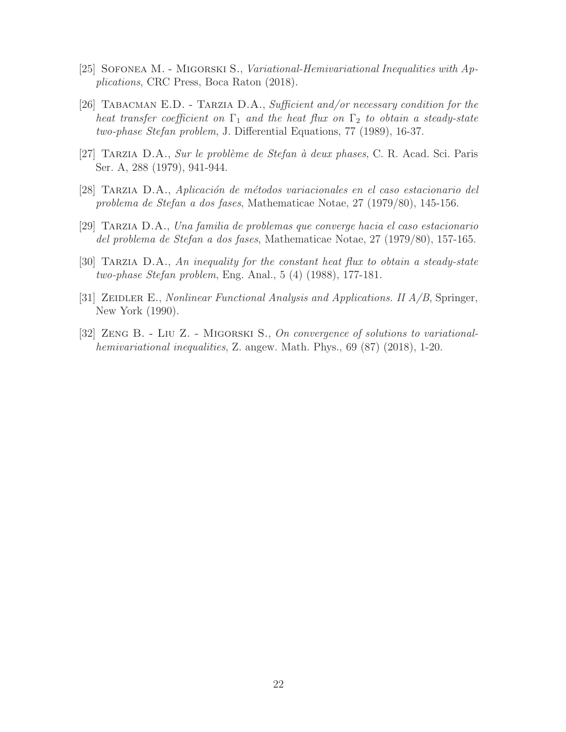[25] Sofonea M. - Migorski S., *Variational-Hemivariational Inequalities with Applications*, CRC Press, Boca Raton (2018).

[26] Tabacman E.D. - Tarzia D.A., *Sufficient and/or necessary condition for the heat transfer coefficient on $\Gamma_1$ and the heat flux on $\Gamma_2$ to obtain a steady-state two-phase Stefan problem*, J. Differential Equations, 77 (1989), 16-37.

[27] Tarzia D.A., *Sur le problème de Stefan à deux phases*, C. R. Acad. Sci. Paris Ser. A, 288 (1979), 941-944.

[28] Tarzia D.A., *Aplicación de métodos variacionales en el caso estacionario del problema de Stefan a dos fases*, Mathematicae Notae, 27 (1979/80), 145-156.

[29] Tarzia D.A., *Una familia de problemas que converge hacia el caso estacionario del problema de Stefan a dos fases*, Mathematicae Notae, 27 (1979/80), 157-165.

[30] Tarzia D.A., *An inequality for the constant heat flux to obtain a steady-state two-phase Stefan problem*, Eng. Anal., 5 (4) (1988), 177-181.

[31] Zeidler E., *Nonlinear Functional Analysis and Applications. II A/B*, Springer, New York (1990).

[32] Zeng B. - Liu Z. - Migorski S., *On convergence of solutions to variational-hemivariational inequalities*, Z. angew. Math. Phys., 69 (87) (2018), 1-20.